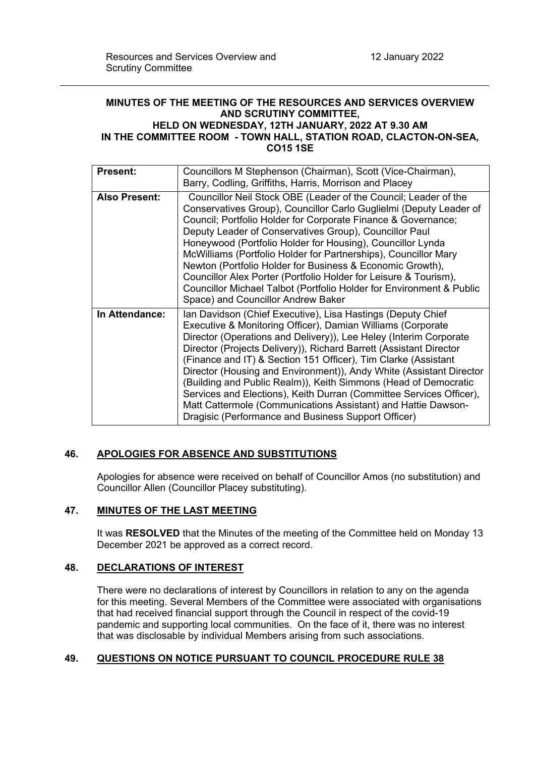**MINUTES OF THE MEETING OF THE RESOURCES AND SERVICES OVERVIEW AND SCRUTINY COMMITTEE, HELD ON WEDNESDAY, 12TH JANUARY, 2022 AT 9.30 AM IN THE COMMITTEE ROOM - TOWN HALL, STATION ROAD, CLACTON-ON-SEA, CO15 1SE**

| | |
|---|---|
| **Present:** | Councillors M Stephenson (Chairman), Scott (Vice-Chairman), Barry, Codling, Griffiths, Harris, Morrison and Placey |
| **Also Present:** | Councillor Neil Stock OBE (Leader of the Council; Leader of the Conservatives Group), Councillor Carlo Guglielmi (Deputy Leader of Council; Portfolio Holder for Corporate Finance & Governance; Deputy Leader of Conservatives Group), Councillor Paul Honeywood (Portfolio Holder for Housing), Councillor Lynda McWilliams (Portfolio Holder for Partnerships), Councillor Mary Newton (Portfolio Holder for Business & Economic Growth), Councillor Alex Porter (Portfolio Holder for Leisure & Tourism), Councillor Michael Talbot (Portfolio Holder for Environment & Public Space) and Councillor Andrew Baker |
| **In Attendance:** | Ian Davidson (Chief Executive), Lisa Hastings (Deputy Chief Executive & Monitoring Officer), Damian Williams (Corporate Director (Operations and Delivery)), Lee Heley (Interim Corporate Director (Projects Delivery)), Richard Barrett (Assistant Director (Finance and IT) & Section 151 Officer), Tim Clarke (Assistant Director (Housing and Environment)), Andy White (Assistant Director (Building and Public Realm)), Keith Simmons (Head of Democratic Services and Elections), Keith Durran (Committee Services Officer), Matt Cattermole (Communications Assistant) and Hattie Dawson-Dragisic (Performance and Business Support Officer) |

## 46. APOLOGIES FOR ABSENCE AND SUBSTITUTIONS

Apologies for absence were received on behalf of Councillor Amos (no substitution) and Councillor Allen (Councillor Placey substituting).

## 47. MINUTES OF THE LAST MEETING

It was **RESOLVED** that the Minutes of the meeting of the Committee held on Monday 13 December 2021 be approved as a correct record.

## 48. DECLARATIONS OF INTEREST

There were no declarations of interest by Councillors in relation to any on the agenda for this meeting. Several Members of the Committee were associated with organisations that had received financial support through the Council in respect of the covid-19 pandemic and supporting local communities. On the face of it, there was no interest that was disclosable by individual Members arising from such associations.

## 49. QUESTIONS ON NOTICE PURSUANT TO COUNCIL PROCEDURE RULE 38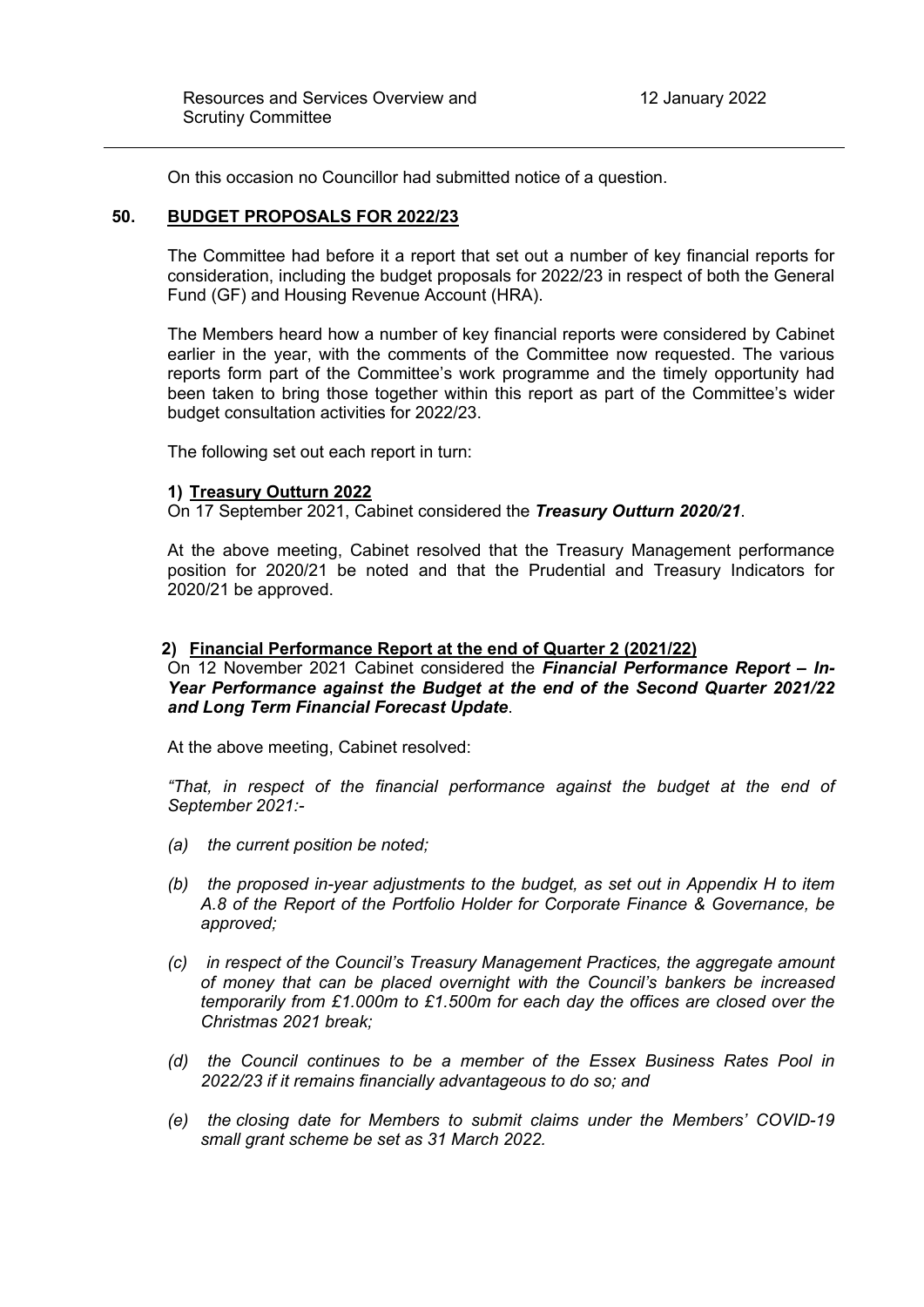On this occasion no Councillor had submitted notice of a question.

## 50. BUDGET PROPOSALS FOR 2022/23

The Committee had before it a report that set out a number of key financial reports for consideration, including the budget proposals for 2022/23 in respect of both the General Fund (GF) and Housing Revenue Account (HRA).

The Members heard how a number of key financial reports were considered by Cabinet earlier in the year, with the comments of the Committee now requested. The various reports form part of the Committee's work programme and the timely opportunity had been taken to bring those together within this report as part of the Committee's wider budget consultation activities for 2022/23.

The following set out each report in turn:

### 1) Treasury Outturn 2022

On 17 September 2021, Cabinet considered the ***Treasury Outturn 2020/21***.

At the above meeting, Cabinet resolved that the Treasury Management performance position for 2020/21 be noted and that the Prudential and Treasury Indicators for 2020/21 be approved.

### 2) Financial Performance Report at the end of Quarter 2 (2021/22)

On 12 November 2021 Cabinet considered the ***Financial Performance Report – In-Year Performance against the Budget at the end of the Second Quarter 2021/22 and Long Term Financial Forecast Update***.

At the above meeting, Cabinet resolved:

*"That, in respect of the financial performance against the budget at the end of September 2021:-*

*(a) the current position be noted;*

*(b) the proposed in-year adjustments to the budget, as set out in Appendix H to item A.8 of the Report of the Portfolio Holder for Corporate Finance & Governance, be approved;*

*(c) in respect of the Council's Treasury Management Practices, the aggregate amount of money that can be placed overnight with the Council's bankers be increased temporarily from £1.000m to £1.500m for each day the offices are closed over the Christmas 2021 break;*

*(d) the Council continues to be a member of the Essex Business Rates Pool in 2022/23 if it remains financially advantageous to do so; and*

*(e) the closing date for Members to submit claims under the Members' COVID-19 small grant scheme be set as 31 March 2022.*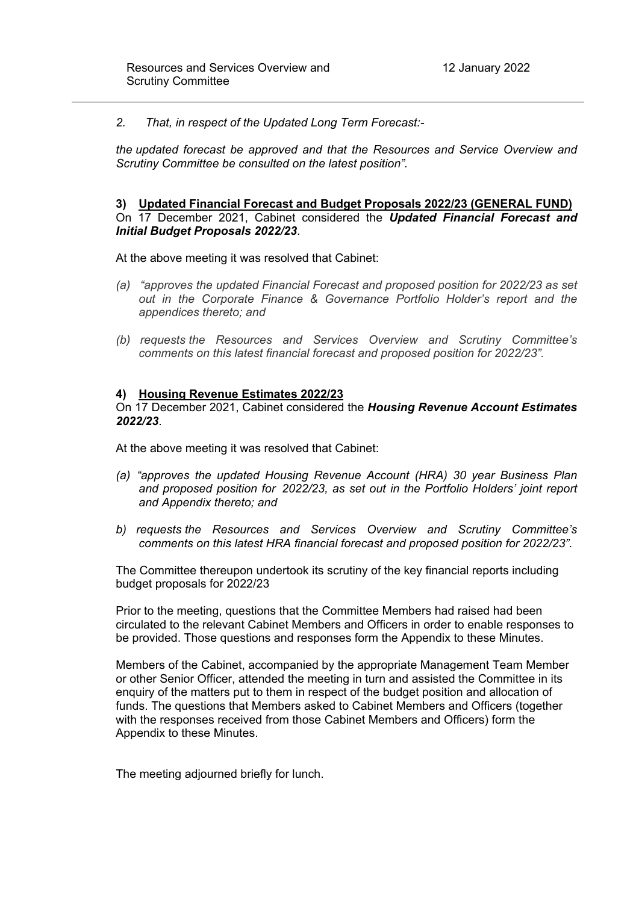*2. That, in respect of the Updated Long Term Forecast:-*

*the updated forecast be approved and that the Resources and Service Overview and Scrutiny Committee be consulted on the latest position".*

**3) Updated Financial Forecast and Budget Proposals 2022/23 (GENERAL FUND)**

On 17 December 2021, Cabinet considered the ***Updated Financial Forecast and Initial Budget Proposals 2022/23***.

At the above meeting it was resolved that Cabinet:

*(a) "approves the updated Financial Forecast and proposed position for 2022/23 as set out in the Corporate Finance & Governance Portfolio Holder's report and the appendices thereto; and*

*(b) requests the Resources and Services Overview and Scrutiny Committee's comments on this latest financial forecast and proposed position for 2022/23".*

**4) Housing Revenue Estimates 2022/23**

On 17 December 2021, Cabinet considered the ***Housing Revenue Account Estimates 2022/23***.

At the above meeting it was resolved that Cabinet:

*(a) "approves the updated Housing Revenue Account (HRA) 30 year Business Plan and proposed position for 2022/23, as set out in the Portfolio Holders' joint report and Appendix thereto; and*

*b) requests the Resources and Services Overview and Scrutiny Committee's comments on this latest HRA financial forecast and proposed position for 2022/23".*

The Committee thereupon undertook its scrutiny of the key financial reports including budget proposals for 2022/23

Prior to the meeting, questions that the Committee Members had raised had been circulated to the relevant Cabinet Members and Officers in order to enable responses to be provided. Those questions and responses form the Appendix to these Minutes.

Members of the Cabinet, accompanied by the appropriate Management Team Member or other Senior Officer, attended the meeting in turn and assisted the Committee in its enquiry of the matters put to them in respect of the budget position and allocation of funds. The questions that Members asked to Cabinet Members and Officers (together with the responses received from those Cabinet Members and Officers) form the Appendix to these Minutes.

The meeting adjourned briefly for lunch.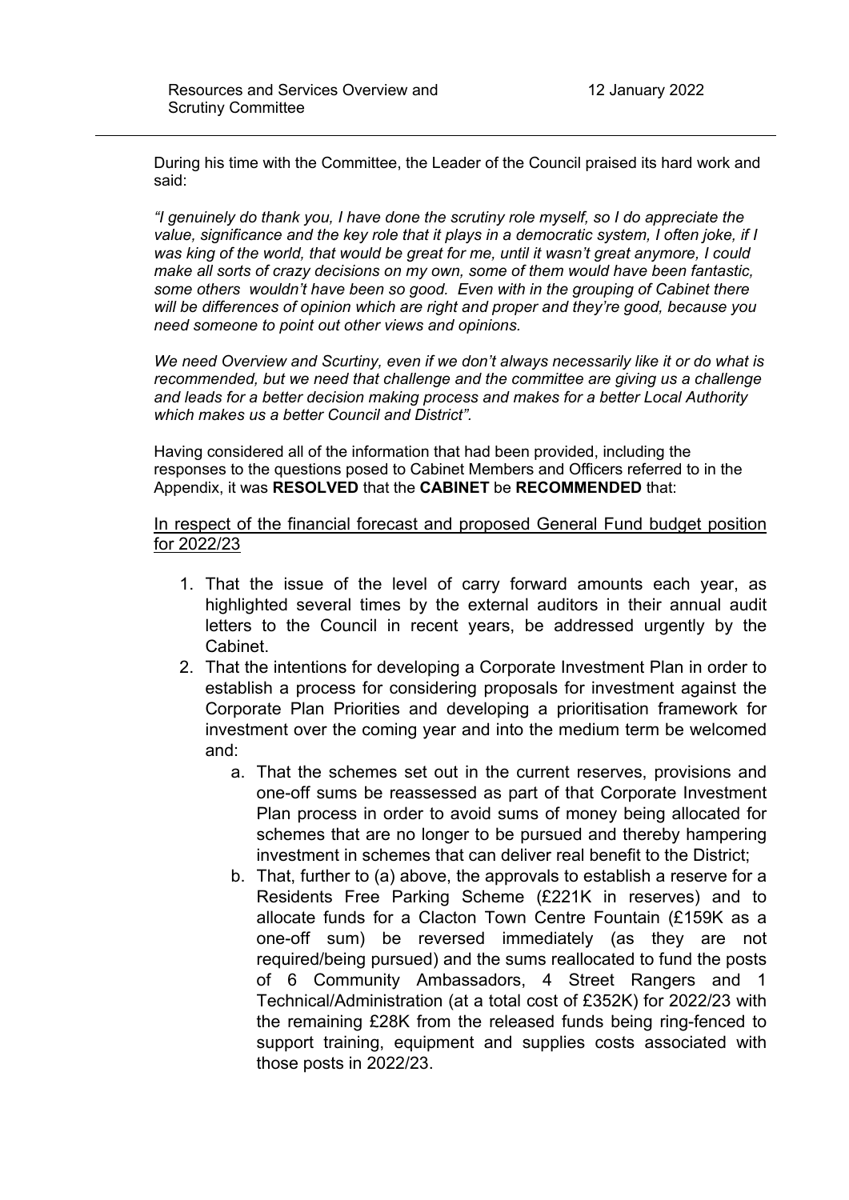During his time with the Committee, the Leader of the Council praised its hard work and said:

*"I genuinely do thank you, I have done the scrutiny role myself, so I do appreciate the value, significance and the key role that it plays in a democratic system, I often joke, if I was king of the world, that would be great for me, until it wasn't great anymore, I could make all sorts of crazy decisions on my own, some of them would have been fantastic, some others wouldn't have been so good. Even with in the grouping of Cabinet there will be differences of opinion which are right and proper and they're good, because you need someone to point out other views and opinions.*

*We need Overview and Scurtiny, even if we don't always necessarily like it or do what is recommended, but we need that challenge and the committee are giving us a challenge and leads for a better decision making process and makes for a better Local Authority which makes us a better Council and District".*

Having considered all of the information that had been provided, including the responses to the questions posed to Cabinet Members and Officers referred to in the Appendix, it was **RESOLVED** that the **CABINET** be **RECOMMENDED** that:

<u>In respect of the financial forecast and proposed General Fund budget position for 2022/23</u>

1. That the issue of the level of carry forward amounts each year, as highlighted several times by the external auditors in their annual audit letters to the Council in recent years, be addressed urgently by the Cabinet.
2. That the intentions for developing a Corporate Investment Plan in order to establish a process for considering proposals for investment against the Corporate Plan Priorities and developing a prioritisation framework for investment over the coming year and into the medium term be welcomed and:
   a. That the schemes set out in the current reserves, provisions and one-off sums be reassessed as part of that Corporate Investment Plan process in order to avoid sums of money being allocated for schemes that are no longer to be pursued and thereby hampering investment in schemes that can deliver real benefit to the District;
   b. That, further to (a) above, the approvals to establish a reserve for a Residents Free Parking Scheme (£221K in reserves) and to allocate funds for a Clacton Town Centre Fountain (£159K as a one-off sum) be reversed immediately (as they are not required/being pursued) and the sums reallocated to fund the posts of 6 Community Ambassadors, 4 Street Rangers and 1 Technical/Administration (at a total cost of £352K) for 2022/23 with the remaining £28K from the released funds being ring-fenced to support training, equipment and supplies costs associated with those posts in 2022/23.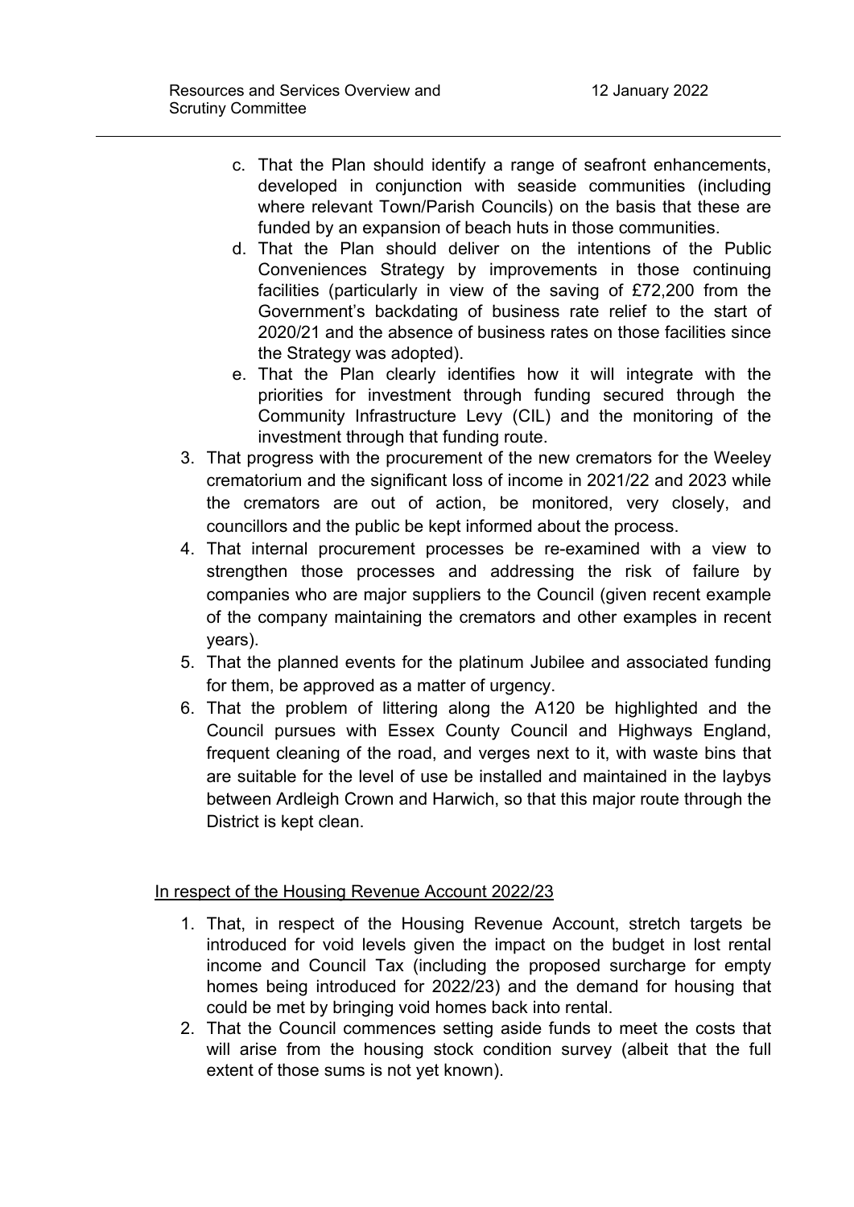c. That the Plan should identify a range of seafront enhancements, developed in conjunction with seaside communities (including where relevant Town/Parish Councils) on the basis that these are funded by an expansion of beach huts in those communities.
d. That the Plan should deliver on the intentions of the Public Conveniences Strategy by improvements in those continuing facilities (particularly in view of the saving of £72,200 from the Government's backdating of business rate relief to the start of 2020/21 and the absence of business rates on those facilities since the Strategy was adopted).
e. That the Plan clearly identifies how it will integrate with the priorities for investment through funding secured through the Community Infrastructure Levy (CIL) and the monitoring of the investment through that funding route.

3. That progress with the procurement of the new cremators for the Weeley crematorium and the significant loss of income in 2021/22 and 2023 while the cremators are out of action, be monitored, very closely, and councillors and the public be kept informed about the process.
4. That internal procurement processes be re-examined with a view to strengthen those processes and addressing the risk of failure by companies who are major suppliers to the Council (given recent example of the company maintaining the cremators and other examples in recent years).
5. That the planned events for the platinum Jubilee and associated funding for them, be approved as a matter of urgency.
6. That the problem of littering along the A120 be highlighted and the Council pursues with Essex County Council and Highways England, frequent cleaning of the road, and verges next to it, with waste bins that are suitable for the level of use be installed and maintained in the laybys between Ardleigh Crown and Harwich, so that this major route through the District is kept clean.

<u>In respect of the Housing Revenue Account 2022/23</u>

1. That, in respect of the Housing Revenue Account, stretch targets be introduced for void levels given the impact on the budget in lost rental income and Council Tax (including the proposed surcharge for empty homes being introduced for 2022/23) and the demand for housing that could be met by bringing void homes back into rental.
2. That the Council commences setting aside funds to meet the costs that will arise from the housing stock condition survey (albeit that the full extent of those sums is not yet known).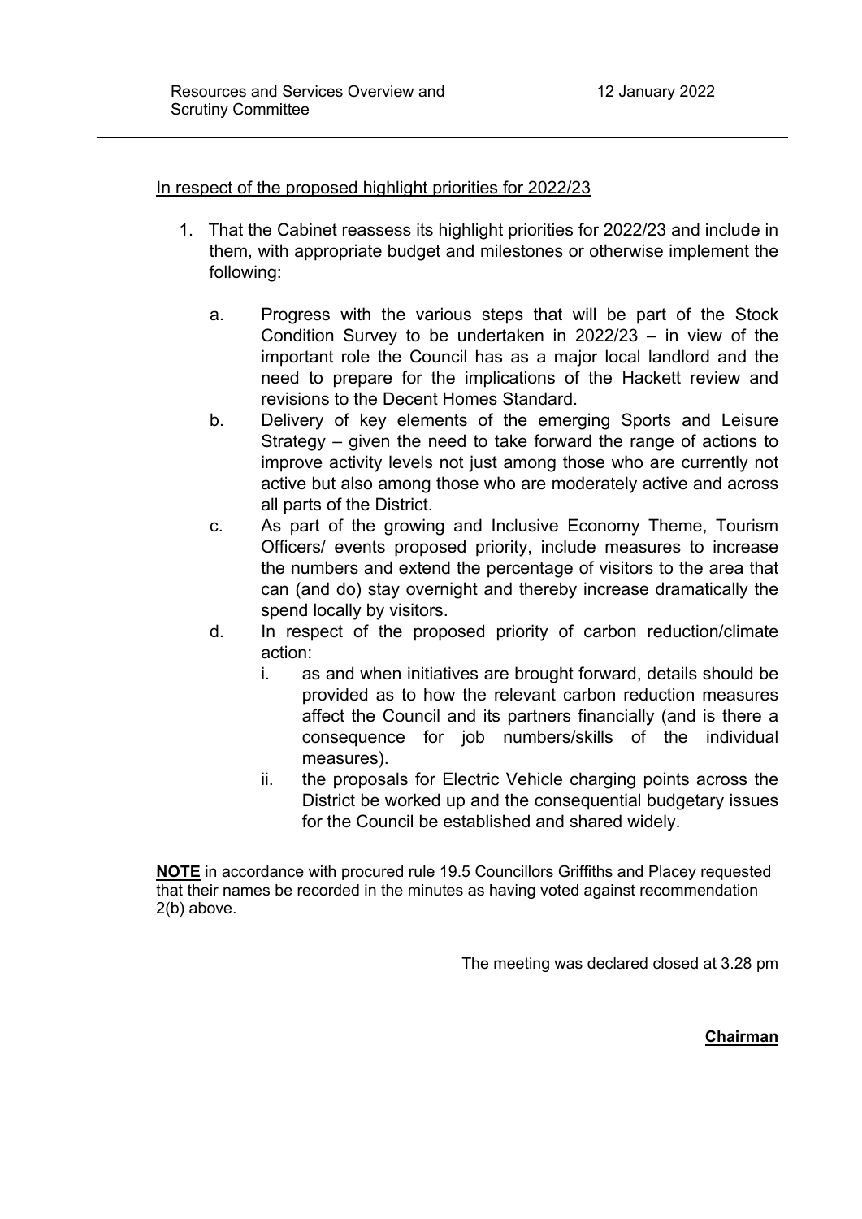In respect of the proposed highlight priorities for 2022/23

1. That the Cabinet reassess its highlight priorities for 2022/23 and include in them, with appropriate budget and milestones or otherwise implement the following:

   a. Progress with the various steps that will be part of the Stock Condition Survey to be undertaken in 2022/23 – in view of the important role the Council has as a major local landlord and the need to prepare for the implications of the Hackett review and revisions to the Decent Homes Standard.

   b. Delivery of key elements of the emerging Sports and Leisure Strategy – given the need to take forward the range of actions to improve activity levels not just among those who are currently not active but also among those who are moderately active and across all parts of the District.

   c. As part of the growing and Inclusive Economy Theme, Tourism Officers/ events proposed priority, include measures to increase the numbers and extend the percentage of visitors to the area that can (and do) stay overnight and thereby increase dramatically the spend locally by visitors.

   d. In respect of the proposed priority of carbon reduction/climate action:

      i. as and when initiatives are brought forward, details should be provided as to how the relevant carbon reduction measures affect the Council and its partners financially (and is there a consequence for job numbers/skills of the individual measures).

      ii. the proposals for Electric Vehicle charging points across the District be worked up and the consequential budgetary issues for the Council be established and shared widely.

**NOTE** in accordance with procured rule 19.5 Councillors Griffiths and Placey requested that their names be recorded in the minutes as having voted against recommendation 2(b) above.

The meeting was declared closed at 3.28 pm

**Chairman**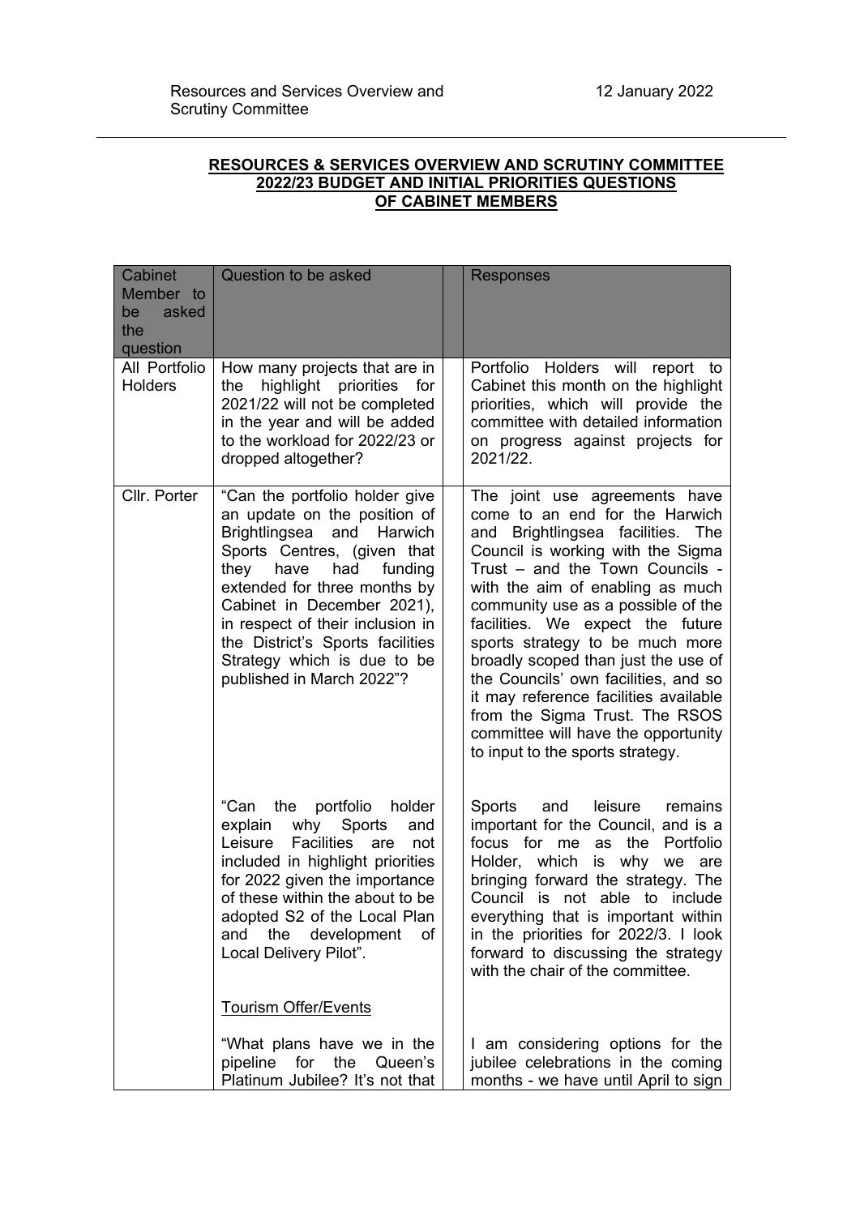**RESOURCES & SERVICES OVERVIEW AND SCRUTINY COMMITTEE 2022/23 BUDGET AND INITIAL PRIORITIES QUESTIONS OF CABINET MEMBERS**

| Cabinet Member to be asked the question | Question to be asked | | Responses |
|---|---|---|---|
| All Portfolio Holders | How many projects that are in the highlight priorities for 2021/22 will not be completed in the year and will be added to the workload for 2022/23 or dropped altogether? | | Portfolio Holders will report to Cabinet this month on the highlight priorities, which will provide the committee with detailed information on progress against projects for 2021/22. |
| Cllr. Porter | "Can the portfolio holder give an update on the position of Brightlingsea and Harwich Sports Centres, (given that they have had funding extended for three months by Cabinet in December 2021), in respect of their inclusion in the District's Sports facilities Strategy which is due to be published in March 2022"? | | The joint use agreements have come to an end for the Harwich and Brightlingsea facilities. The Council is working with the Sigma Trust – and the Town Councils - with the aim of enabling as much community use as a possible of the facilities. We expect the future sports strategy to be much more broadly scoped than just the use of the Councils' own facilities, and so it may reference facilities available from the Sigma Trust. The RSOS committee will have the opportunity to input to the sports strategy. |
| | "Can the portfolio holder explain why Sports and Leisure Facilities are not included in highlight priorities for 2022 given the importance of these within the about to be adopted S2 of the Local Plan and the development of Local Delivery Pilot". | | Sports and leisure remains important for the Council, and is a focus for me as the Portfolio Holder, which is why we are bringing forward the strategy. The Council is not able to include everything that is important within in the priorities for 2022/3. I look forward to discussing the strategy with the chair of the committee. |
| | Tourism Offer/Events<br><br>"What plans have we in the pipeline for the Queen's Platinum Jubilee? It's not that | | I am considering options for the jubilee celebrations in the coming months - we have until April to sign |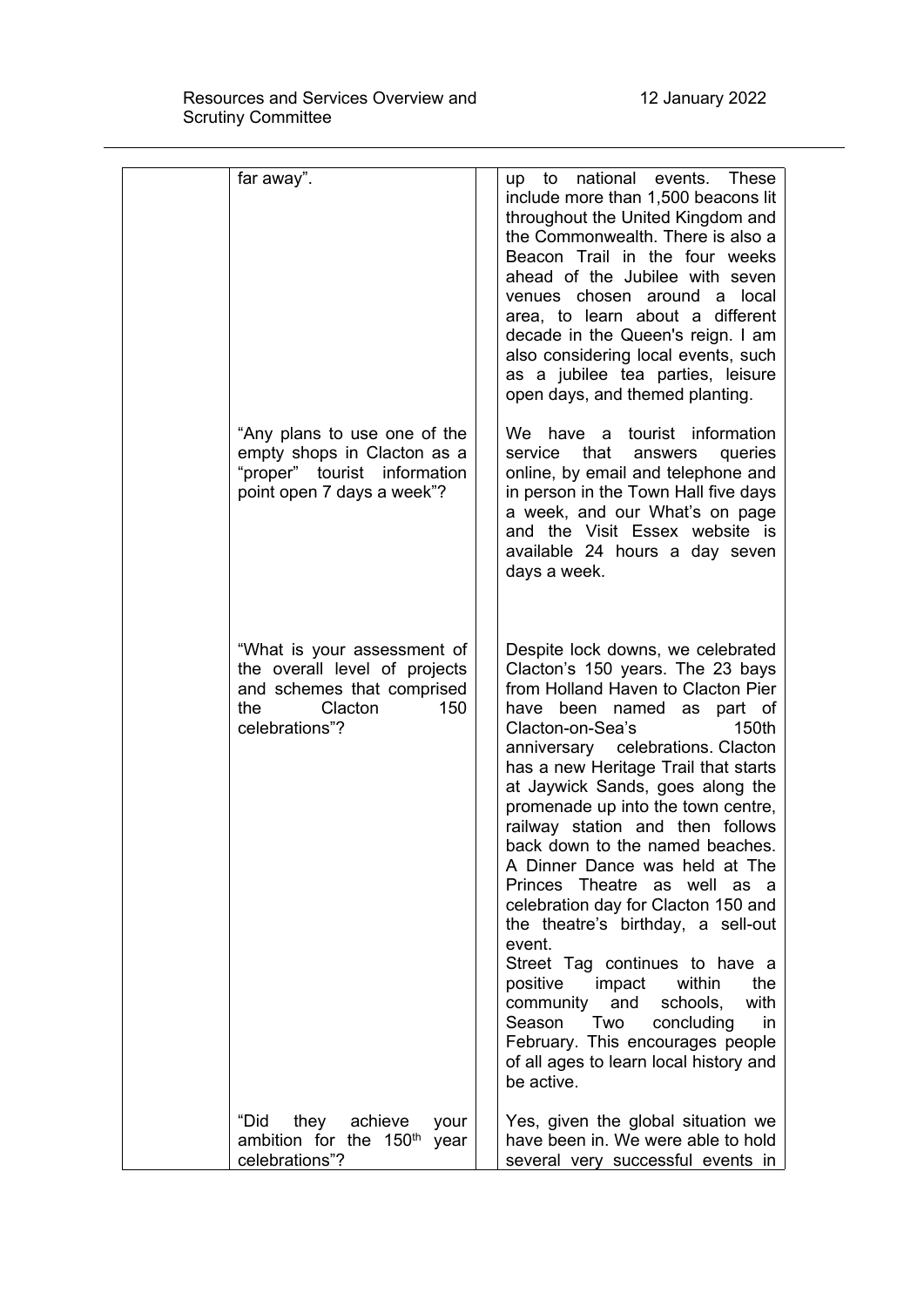| | | | |
|---|---|---|---|
| | far away". | | up to national events. These include more than 1,500 beacons lit throughout the United Kingdom and the Commonwealth. There is also a Beacon Trail in the four weeks ahead of the Jubilee with seven venues chosen around a local area, to learn about a different decade in the Queen's reign. I am also considering local events, such as a jubilee tea parties, leisure open days, and themed planting. |
| | "Any plans to use one of the empty shops in Clacton as a "proper" tourist information point open 7 days a week"? | | We have a tourist information service that answers queries online, by email and telephone and in person in the Town Hall five days a week, and our What's on page and the Visit Essex website is available 24 hours a day seven days a week. |
| | "What is your assessment of the overall level of projects and schemes that comprised the Clacton 150 celebrations"? | | Despite lock downs, we celebrated Clacton's 150 years. The 23 bays from Holland Haven to Clacton Pier have been named as part of Clacton-on-Sea's 150th anniversary celebrations. Clacton has a new Heritage Trail that starts at Jaywick Sands, goes along the promenade up into the town centre, railway station and then follows back down to the named beaches. A Dinner Dance was held at The Princes Theatre as well as a celebration day for Clacton 150 and the theatre's birthday, a sell-out event.<br>Street Tag continues to have a positive impact within the community and schools, with Season Two concluding in February. This encourages people of all ages to learn local history and be active. |
| | "Did they achieve your ambition for the 150th year celebrations"? | | Yes, given the global situation we have been in. We were able to hold several very successful events in |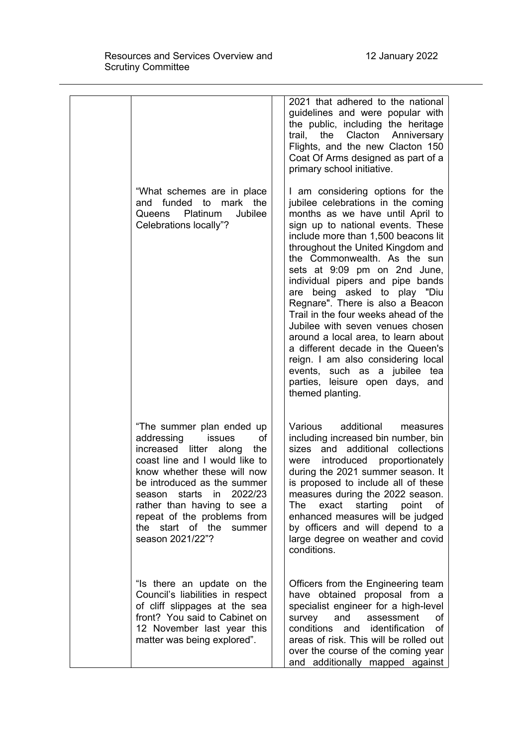| | | | |
|---|---|---|---|
| | | | 2021 that adhered to the national guidelines and were popular with the public, including the heritage trail, the Clacton Anniversary Flights, and the new Clacton 150 Coat Of Arms designed as part of a primary school initiative. |
| | "What schemes are in place and funded to mark the Queens Platinum Jubilee Celebrations locally"? | | I am considering options for the jubilee celebrations in the coming months as we have until April to sign up to national events. These include more than 1,500 beacons lit throughout the United Kingdom and the Commonwealth. As the sun sets at 9:09 pm on 2nd June, individual pipers and pipe bands are being asked to play "Diu Regnare". There is also a Beacon Trail in the four weeks ahead of the Jubilee with seven venues chosen around a local area, to learn about a different decade in the Queen's reign. I am also considering local events, such as a jubilee tea parties, leisure open days, and themed planting. |
| | "The summer plan ended up addressing issues of increased litter along the coast line and I would like to know whether these will now be introduced as the summer season starts in 2022/23 rather than having to see a repeat of the problems from the start of the summer season 2021/22"? | | Various additional measures including increased bin number, bin sizes and additional collections were introduced proportionately during the 2021 summer season. It is proposed to include all of these measures during the 2022 season. The exact starting point of enhanced measures will be judged by officers and will depend to a large degree on weather and covid conditions. |
| | "Is there an update on the Council's liabilities in respect of cliff slippages at the sea front? You said to Cabinet on 12 November last year this matter was being explored". | | Officers from the Engineering team have obtained proposal from a specialist engineer for a high-level survey and assessment of conditions and identification of areas of risk. This will be rolled out over the course of the coming year and additionally mapped against |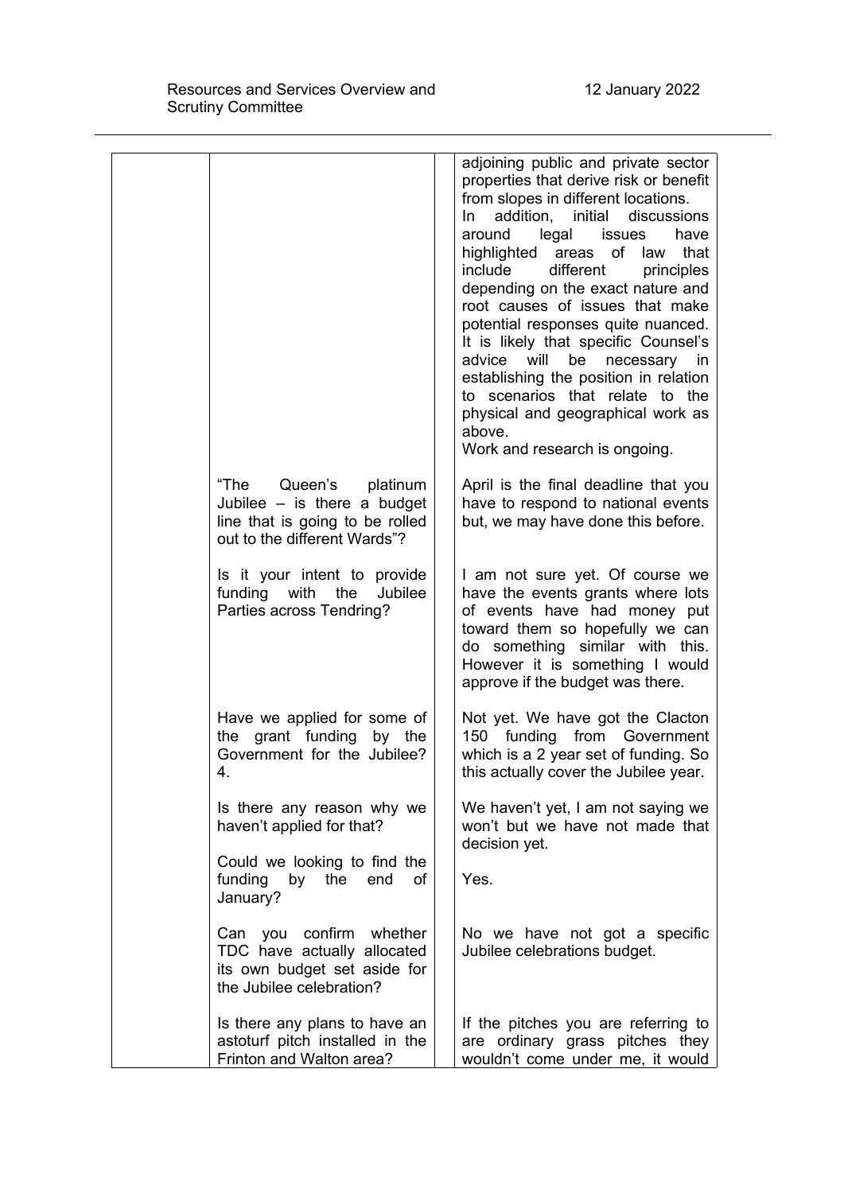| | | | |
|---|---|---|---|
| | | | adjoining public and private sector properties that derive risk or benefit from slopes in different locations.<br>In addition, initial discussions around legal issues have highlighted areas of law that include different principles depending on the exact nature and root causes of issues that make potential responses quite nuanced. It is likely that specific Counsel's advice will be necessary in establishing the position in relation to scenarios that relate to the physical and geographical work as above.<br>Work and research is ongoing. |
| | "The Queen's platinum Jubilee – is there a budget line that is going to be rolled out to the different Wards"? | | April is the final deadline that you have to respond to national events but, we may have done this before. |
| | Is it your intent to provide funding with the Jubilee Parties across Tendring? | | I am not sure yet. Of course we have the events grants where lots of events have had money put toward them so hopefully we can do something similar with this. However it is something I would approve if the budget was there. |
| | Have we applied for some of the grant funding by the Government for the Jubilee? 4. | | Not yet. We have got the Clacton 150 funding from Government which is a 2 year set of funding. So this actually cover the Jubilee year. |
| | Is there any reason why we haven't applied for that? | | We haven't yet, I am not saying we won't but we have not made that decision yet. |
| | Could we looking to find the funding by the end of January? | | Yes. |
| | Can you confirm whether TDC have actually allocated its own budget set aside for the Jubilee celebration? | | No we have not got a specific Jubilee celebrations budget. |
| | Is there any plans to have an astoturf pitch installed in the Frinton and Walton area? | | If the pitches you are referring to are ordinary grass pitches they wouldn't come under me, it would |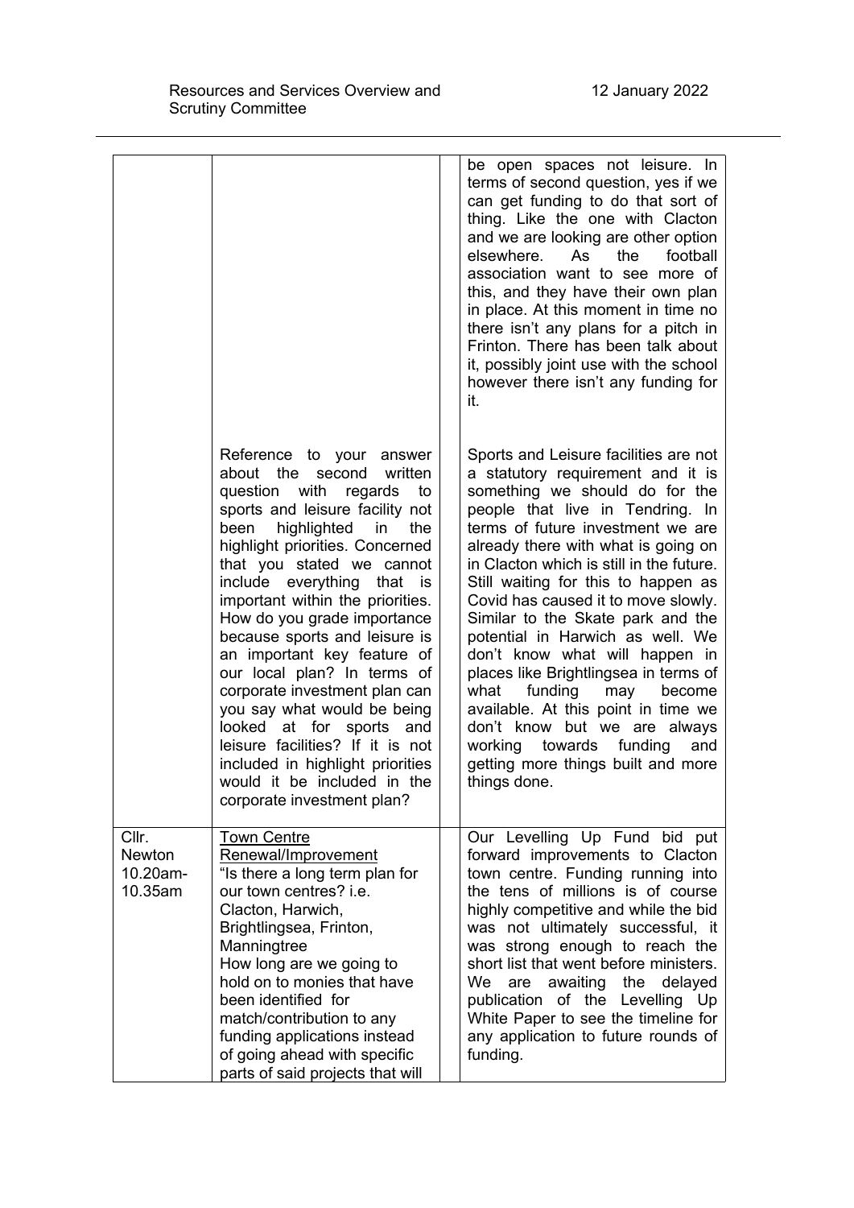| | | | |
|---|---|---|---|
| | | | be open spaces not leisure. In terms of second question, yes if we can get funding to do that sort of thing. Like the one with Clacton and we are looking are other option elsewhere. As the football association want to see more of this, and they have their own plan in place. At this moment in time no there isn't any plans for a pitch in Frinton. There has been talk about it, possibly joint use with the school however there isn't any funding for it. |
| | Reference to your answer about the second written question with regards to sports and leisure facility not been highlighted in the highlight priorities. Concerned that you stated we cannot include everything that is important within the priorities. How do you grade importance because sports and leisure is an important key feature of our local plan? In terms of corporate investment plan can you say what would be being looked at for sports and leisure facilities? If it is not included in highlight priorities would it be included in the corporate investment plan? | | Sports and Leisure facilities are not a statutory requirement and it is something we should do for the people that live in Tendring. In terms of future investment we are already there with what is going on in Clacton which is still in the future. Still waiting for this to happen as Covid has caused it to move slowly. Similar to the Skate park and the potential in Harwich as well. We don't know what will happen in places like Brightlingsea in terms of what funding may become available. At this point in time we don't know but we are always working towards funding and getting more things built and more things done. |
| Cllr. Newton 10.20am-10.35am | <u>Town Centre Renewal/Improvement</u> "Is there a long term plan for our town centres? i.e. Clacton, Harwich, Brightlingsea, Frinton, Manningtree How long are we going to hold on to monies that have been identified for match/contribution to any funding applications instead of going ahead with specific parts of said projects that will | | Our Levelling Up Fund bid put forward improvements to Clacton town centre. Funding running into the tens of millions is of course highly competitive and while the bid was not ultimately successful, it was strong enough to reach the short list that went before ministers. We are awaiting the delayed publication of the Levelling Up White Paper to see the timeline for any application to future rounds of funding. |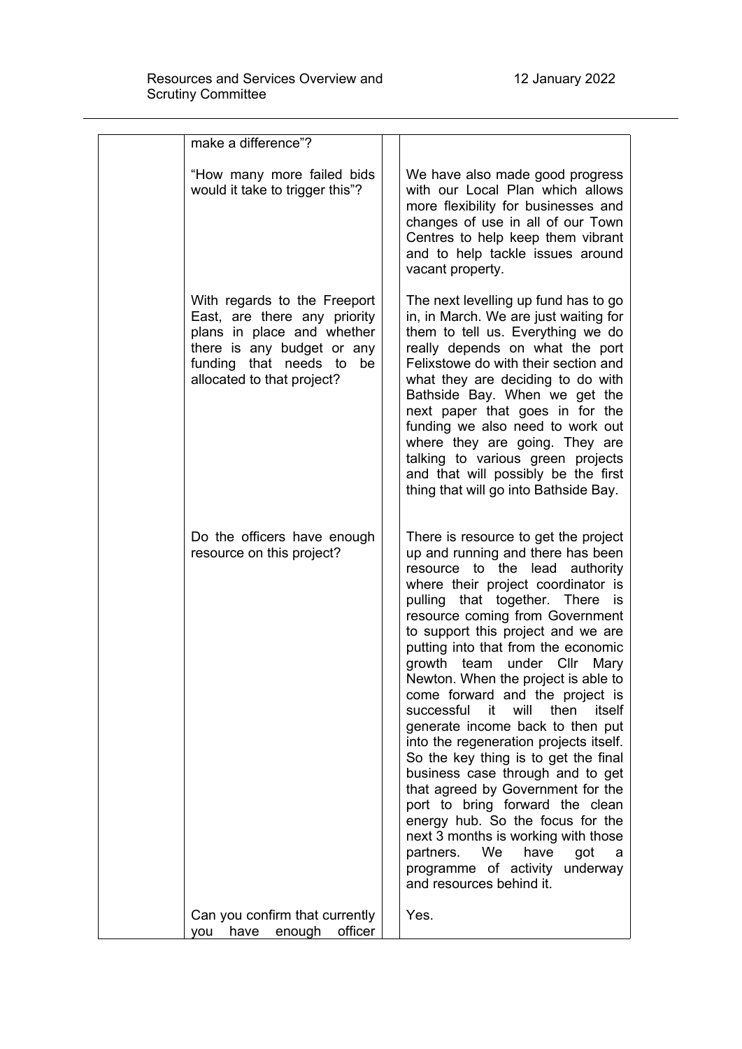| | | | |
|---|---|---|---|
| | make a difference"?<br><br>"How many more failed bids would it take to trigger this"? | | We have also made good progress with our Local Plan which allows more flexibility for businesses and changes of use in all of our Town Centres to help keep them vibrant and to help tackle issues around vacant property. |
| | With regards to the Freeport East, are there any priority plans in place and whether there is any budget or any funding that needs to be allocated to that project? | | The next levelling up fund has to go in, in March. We are just waiting for them to tell us. Everything we do really depends on what the port Felixstowe do with their section and what they are deciding to do with Bathside Bay. When we get the next paper that goes in for the funding we also need to work out where they are going. They are talking to various green projects and that will possibly be the first thing that will go into Bathside Bay. |
| | Do the officers have enough resource on this project? | | There is resource to get the project up and running and there has been resource to the lead authority where their project coordinator is pulling that together. There is resource coming from Government to support this project and we are putting into that from the economic growth team under Cllr Mary Newton. When the project is able to come forward and the project is successful it will then itself generate income back to then put into the regeneration projects itself. So the key thing is to get the final business case through and to get that agreed by Government for the port to bring forward the clean energy hub. So the focus for the next 3 months is working with those partners. We have got a programme of activity underway and resources behind it. |
| | Can you confirm that currently you have enough officer | | Yes. |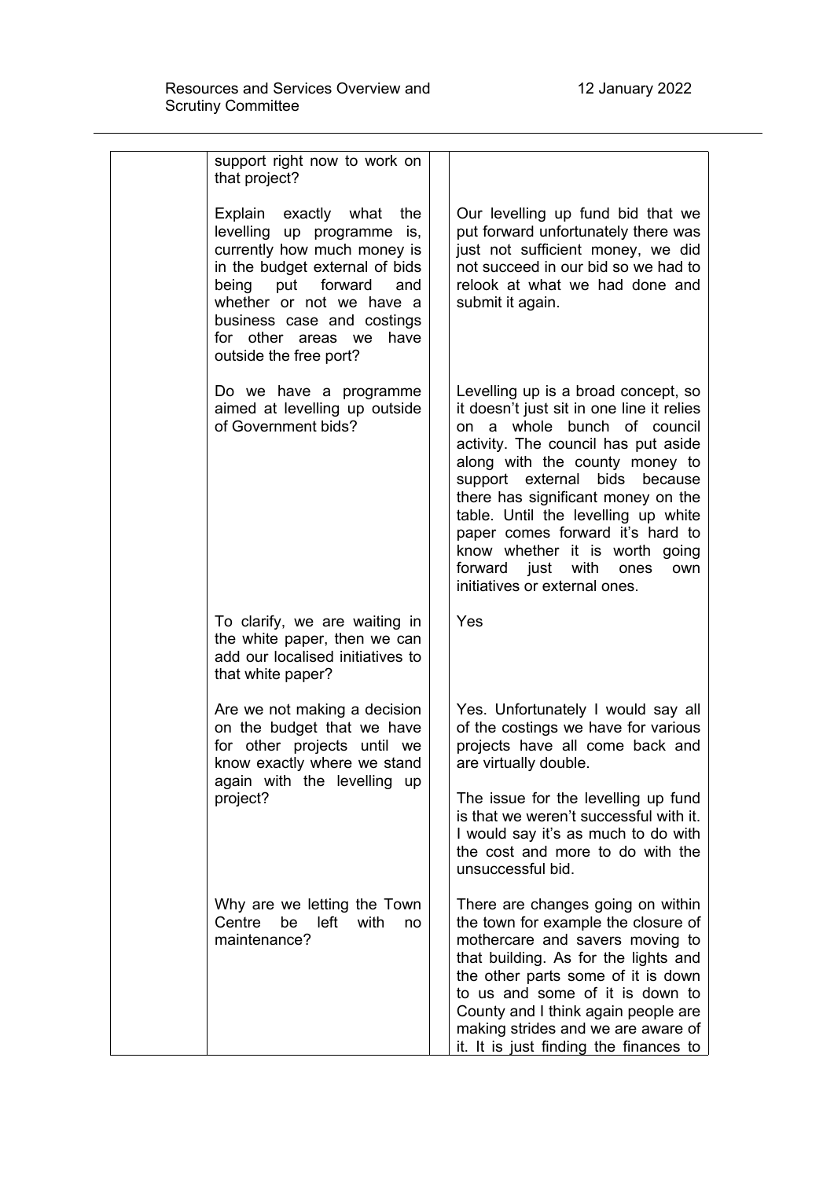| | | | |
|---|---|---|---|
| | support right now to work on that project? | | |
| | Explain exactly what the levelling up programme is, currently how much money is in the budget external of bids being put forward and whether or not we have a business case and costings for other areas we have outside the free port? | | Our levelling up fund bid that we put forward unfortunately there was just not sufficient money, we did not succeed in our bid so we had to relook at what we had done and submit it again. |
| | Do we have a programme aimed at levelling up outside of Government bids? | | Levelling up is a broad concept, so it doesn't just sit in one line it relies on a whole bunch of council activity. The council has put aside along with the county money to support external bids because there has significant money on the table. Until the levelling up white paper comes forward it's hard to know whether it is worth going forward just with ones own initiatives or external ones. |
| | To clarify, we are waiting in the white paper, then we can add our localised initiatives to that white paper? | | Yes |
| | Are we not making a decision on the budget that we have for other projects until we know exactly where we stand again with the levelling up project? | | Yes. Unfortunately I would say all of the costings we have for various projects have all come back and are virtually double.<br><br>The issue for the levelling up fund is that we weren't successful with it. I would say it's as much to do with the cost and more to do with the unsuccessful bid. |
| | Why are we letting the Town Centre be left with no maintenance? | | There are changes going on within the town for example the closure of mothercare and savers moving to that building. As for the lights and the other parts some of it is down to us and some of it is down to County and I think again people are making strides and we are aware of it. It is just finding the finances to |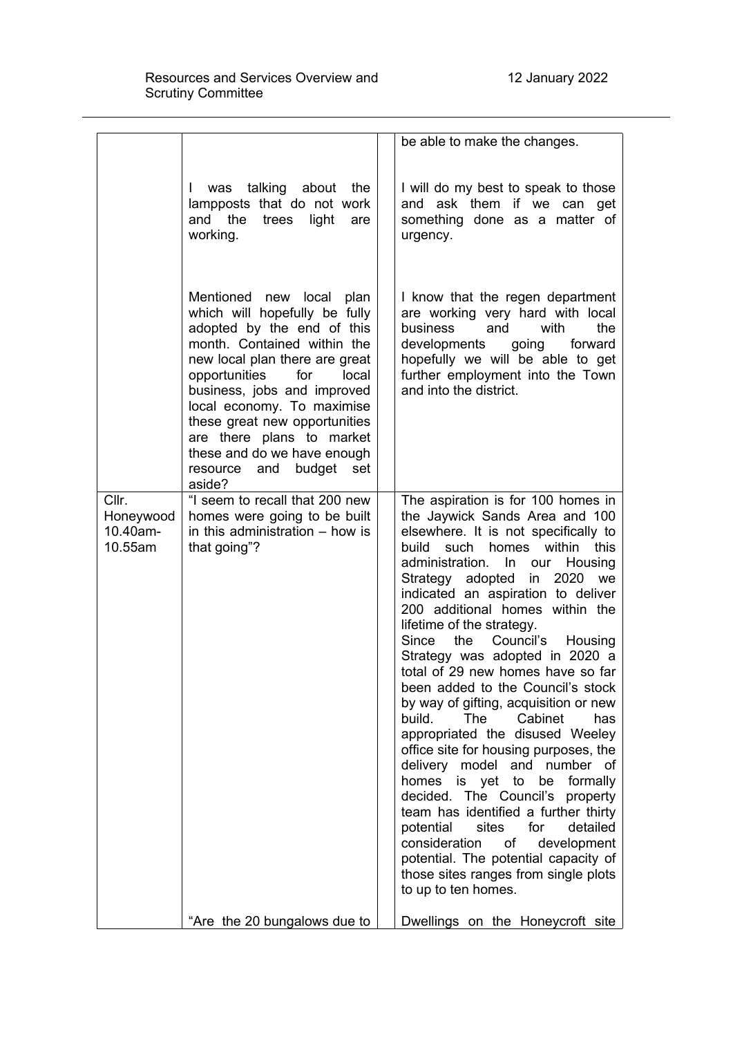| | | | |
|---|---|---|---|
| | | | be able to make the changes. |
| | I was talking about the lampposts that do not work and the trees light are working. | | I will do my best to speak to those and ask them if we can get something done as a matter of urgency. |
| | Mentioned new local plan which will hopefully be fully adopted by the end of this month. Contained within the new local plan there are great opportunities for local business, jobs and improved local economy. To maximise these great new opportunities are there plans to market these and do we have enough resource and budget set aside? | | I know that the regen department are working very hard with local business and with the developments going forward hopefully we will be able to get further employment into the Town and into the district. |
| Cllr. Honeywood 10.40am-10.55am | "I seem to recall that 200 new homes were going to be built in this administration – how is that going"? | | The aspiration is for 100 homes in the Jaywick Sands Area and 100 elsewhere. It is not specifically to build such homes within this administration. In our Housing Strategy adopted in 2020 we indicated an aspiration to deliver 200 additional homes within the lifetime of the strategy.<br>Since the Council's Housing Strategy was adopted in 2020 a total of 29 new homes have so far been added to the Council's stock by way of gifting, acquisition or new build. The Cabinet has appropriated the disused Weeley office site for housing purposes, the delivery model and number of homes is yet to be formally decided. The Council's property team has identified a further thirty potential sites for detailed consideration of development potential. The potential capacity of those sites ranges from single plots to up to ten homes. |
| | "Are the 20 bungalows due to | | Dwellings on the Honeycroft site |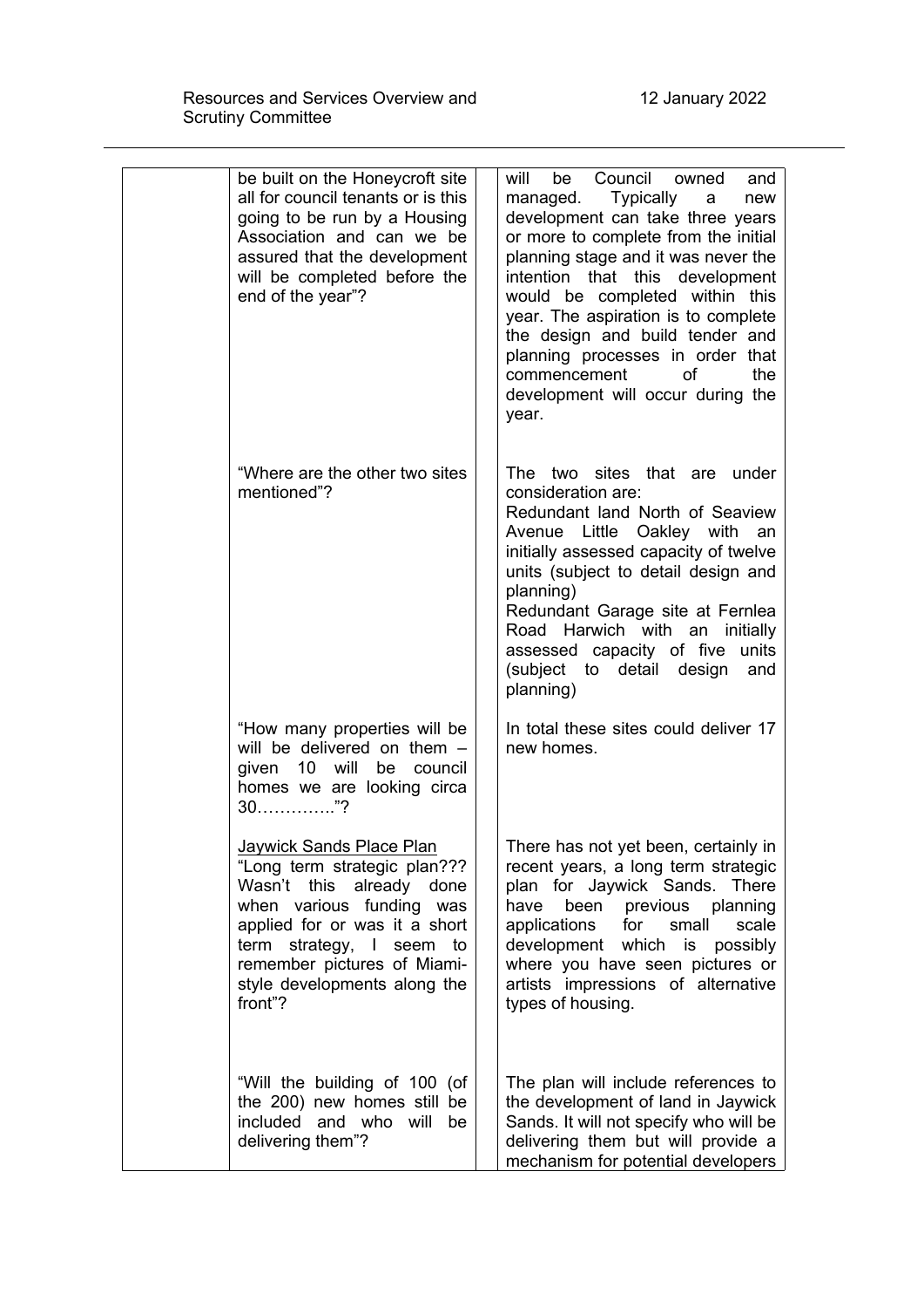| | Question | | Response |
|---|---|---|---|
| | be built on the Honeycroft site all for council tenants or is this going to be run by a Housing Association and can we be assured that the development will be completed before the end of the year"? | | will be Council owned and managed. Typically a new development can take three years or more to complete from the initial planning stage and it was never the intention that this development would be completed within this year. The aspiration is to complete the design and build tender and planning processes in order that commencement of the development will occur during the year. |
| | "Where are the other two sites mentioned"? | | The two sites that are under consideration are:<br>Redundant land North of Seaview Avenue Little Oakley with an initially assessed capacity of twelve units (subject to detail design and planning)<br>Redundant Garage site at Fernlea Road Harwich with an initially assessed capacity of five units (subject to detail design and planning) |
| | "How many properties will be will be delivered on them – given 10 will be council homes we are looking circa 30…………."? | | In total these sites could deliver 17 new homes. |
| | <u>Jaywick Sands Place Plan</u><br>"Long term strategic plan??? Wasn't this already done when various funding was applied for or was it a short term strategy, I seem to remember pictures of Miami-style developments along the front"? | | There has not yet been, certainly in recent years, a long term strategic plan for Jaywick Sands. There have been previous planning applications for small scale development which is possibly where you have seen pictures or artists impressions of alternative types of housing. |
| | "Will the building of 100 (of the 200) new homes still be included and who will be delivering them"? | | The plan will include references to the development of land in Jaywick Sands. It will not specify who will be delivering them but will provide a mechanism for potential developers |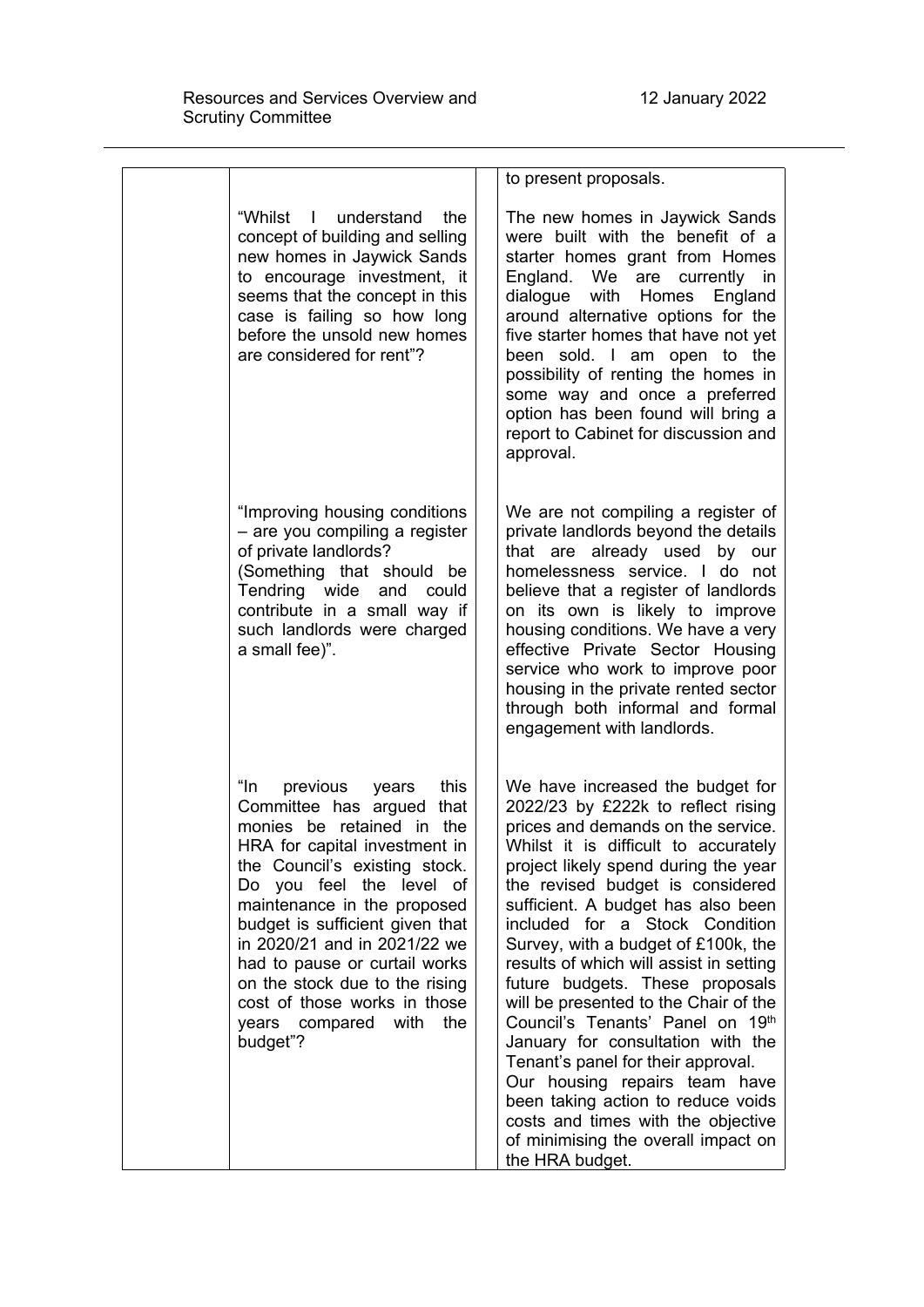| | | | |
|---|---|---|---|
| | | | to present proposals. |
| | "Whilst I understand the concept of building and selling new homes in Jaywick Sands to encourage investment, it seems that the concept in this case is failing so how long before the unsold new homes are considered for rent"? | | The new homes in Jaywick Sands were built with the benefit of a starter homes grant from Homes England. We are currently in dialogue with Homes England around alternative options for the five starter homes that have not yet been sold. I am open to the possibility of renting the homes in some way and once a preferred option has been found will bring a report to Cabinet for discussion and approval. |
| | "Improving housing conditions – are you compiling a register of private landlords? (Something that should be Tendring wide and could contribute in a small way if such landlords were charged a small fee)". | | We are not compiling a register of private landlords beyond the details that are already used by our homelessness service. I do not believe that a register of landlords on its own is likely to improve housing conditions. We have a very effective Private Sector Housing service who work to improve poor housing in the private rented sector through both informal and formal engagement with landlords. |
| | "In previous years this Committee has argued that monies be retained in the HRA for capital investment in the Council's existing stock. Do you feel the level of maintenance in the proposed budget is sufficient given that in 2020/21 and in 2021/22 we had to pause or curtail works on the stock due to the rising cost of those works in those years compared with the budget"? | | We have increased the budget for 2022/23 by £222k to reflect rising prices and demands on the service. Whilst it is difficult to accurately project likely spend during the year the revised budget is considered sufficient. A budget has also been included for a Stock Condition Survey, with a budget of £100k, the results of which will assist in setting future budgets. These proposals will be presented to the Chair of the Council's Tenants' Panel on 19th January for consultation with the Tenant's panel for their approval. Our housing repairs team have been taking action to reduce voids costs and times with the objective of minimising the overall impact on the HRA budget. |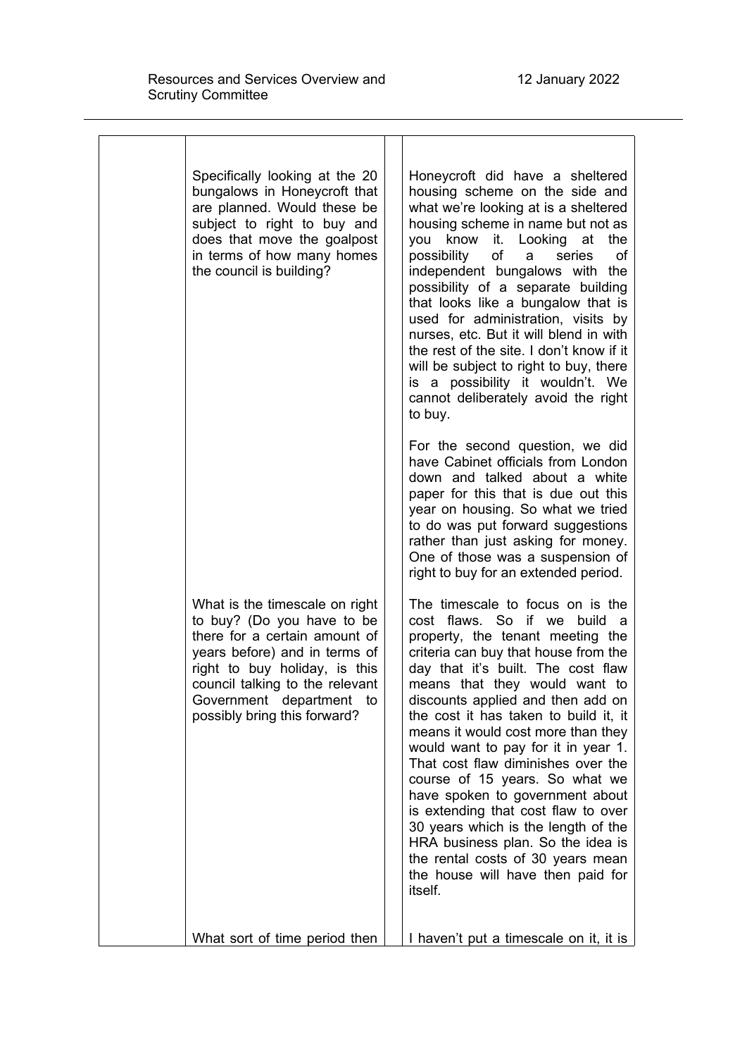| | | | |
|---|---|---|---|
| | Specifically looking at the 20 bungalows in Honeycroft that are planned. Would these be subject to right to buy and does that move the goalpost in terms of how many homes the council is building? | | Honeycroft did have a sheltered housing scheme on the side and what we're looking at is a sheltered housing scheme in name but not as you know it. Looking at the possibility of a series of independent bungalows with the possibility of a separate building that looks like a bungalow that is used for administration, visits by nurses, etc. But it will blend in with the rest of the site. I don't know if it will be subject to right to buy, there is a possibility it wouldn't. We cannot deliberately avoid the right to buy.<br><br>For the second question, we did have Cabinet officials from London down and talked about a white paper for this that is due out this year on housing. So what we tried to do was put forward suggestions rather than just asking for money. One of those was a suspension of right to buy for an extended period. |
| | What is the timescale on right to buy? (Do you have to be there for a certain amount of years before) and in terms of right to buy holiday, is this council talking to the relevant Government department to possibly bring this forward? | | The timescale to focus on is the cost flaws. So if we build a property, the tenant meeting the criteria can buy that house from the day that it's built. The cost flaw means that they would want to discounts applied and then add on the cost it has taken to build it, it means it would cost more than they would want to pay for it in year 1. That cost flaw diminishes over the course of 15 years. So what we have spoken to government about is extending that cost flaw to over 30 years which is the length of the HRA business plan. So the idea is the rental costs of 30 years mean the house will have then paid for itself. |
| | What sort of time period then | | I haven't put a timescale on it, it is |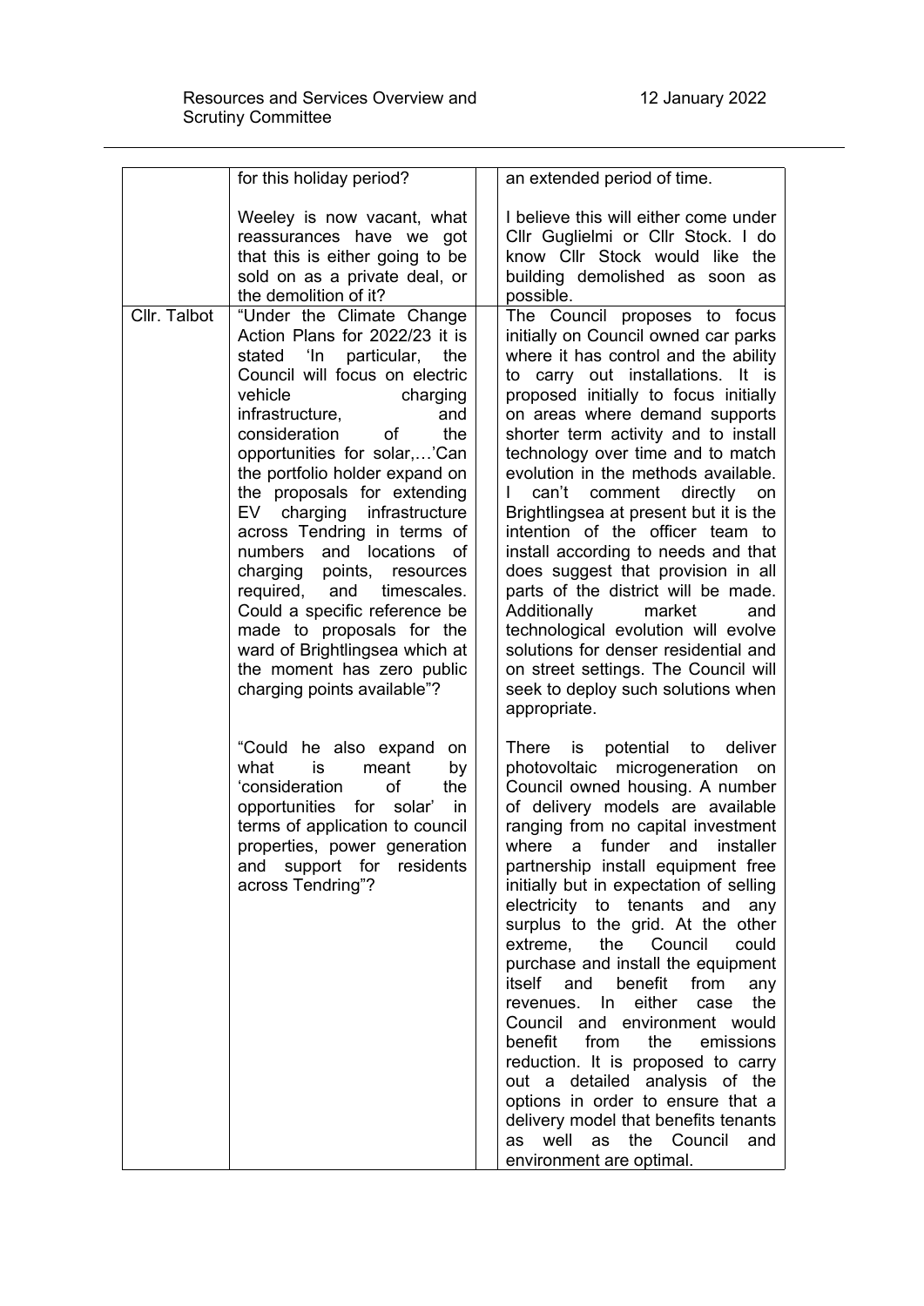| | | | |
|---|---|---|---|
| | for this holiday period?<br><br>Weeley is now vacant, what reassurances have we got that this is either going to be sold on as a private deal, or the demolition of it? | | an extended period of time.<br><br>I believe this will either come under Cllr Guglielmi or Cllr Stock. I do know Cllr Stock would like the building demolished as soon as possible. |
| Cllr. Talbot | "Under the Climate Change Action Plans for 2022/23 it is stated 'In particular, the Council will focus on electric vehicle charging infrastructure, and consideration of the opportunities for solar,…'Can the portfolio holder expand on the proposals for extending EV charging infrastructure across Tendring in terms of numbers and locations of charging points, resources required, and timescales. Could a specific reference be made to proposals for the ward of Brightlingsea which at the moment has zero public charging points available"?<br><br>"Could he also expand on what is meant by 'consideration of the opportunities for solar' in terms of application to council properties, power generation and support for residents across Tendring"? | | The Council proposes to focus initially on Council owned car parks where it has control and the ability to carry out installations. It is proposed initially to focus initially on areas where demand supports shorter term activity and to install technology over time and to match evolution in the methods available. I can't comment directly on Brightlingsea at present but it is the intention of the officer team to install according to needs and that does suggest that provision in all parts of the district will be made. Additionally market and technological evolution will evolve solutions for denser residential and on street settings. The Council will seek to deploy such solutions when appropriate.<br><br>There is potential to deliver photovoltaic microgeneration on Council owned housing. A number of delivery models are available ranging from no capital investment where a funder and installer partnership install equipment free initially but in expectation of selling electricity to tenants and any surplus to the grid. At the other extreme, the Council could purchase and install the equipment itself and benefit from any revenues. In either case the Council and environment would benefit from the emissions reduction. It is proposed to carry out a detailed analysis of the options in order to ensure that a delivery model that benefits tenants as well as the Council and environment are optimal. |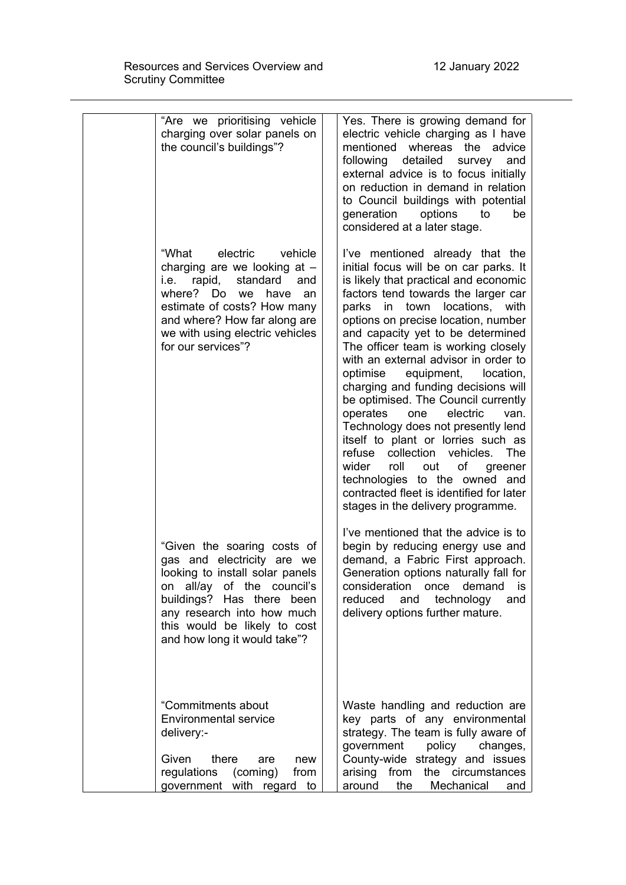| | | | |
|---|---|---|---|
| | "Are we prioritising vehicle charging over solar panels on the council's buildings"? | | Yes. There is growing demand for electric vehicle charging as I have mentioned whereas the advice following detailed survey and external advice is to focus initially on reduction in demand in relation to Council buildings with potential generation options to be considered at a later stage. |
| | "What electric vehicle charging are we looking at – i.e. rapid, standard and where? Do we have an estimate of costs? How many and where? How far along are we with using electric vehicles for our services"? | | I've mentioned already that the initial focus will be on car parks. It is likely that practical and economic factors tend towards the larger car parks in town locations, with options on precise location, number and capacity yet to be determined The officer team is working closely with an external advisor in order to optimise equipment, location, charging and funding decisions will be optimised. The Council currently operates one electric van. Technology does not presently lend itself to plant or lorries such as refuse collection vehicles. The wider roll out of greener technologies to the owned and contracted fleet is identified for later stages in the delivery programme. |
| | "Given the soaring costs of gas and electricity are we looking to install solar panels on all/ay of the council's buildings? Has there been any research into how much this would be likely to cost and how long it would take"? | | I've mentioned that the advice is to begin by reducing energy use and demand, a Fabric First approach. Generation options naturally fall for consideration once demand is reduced and technology and delivery options further mature. |
| | "Commitments about Environmental service delivery:-<br><br>Given there are new regulations (coming) from government with regard to | | Waste handling and reduction are key parts of any environmental strategy. The team is fully aware of government policy changes, County-wide strategy and issues arising from the circumstances around the Mechanical and |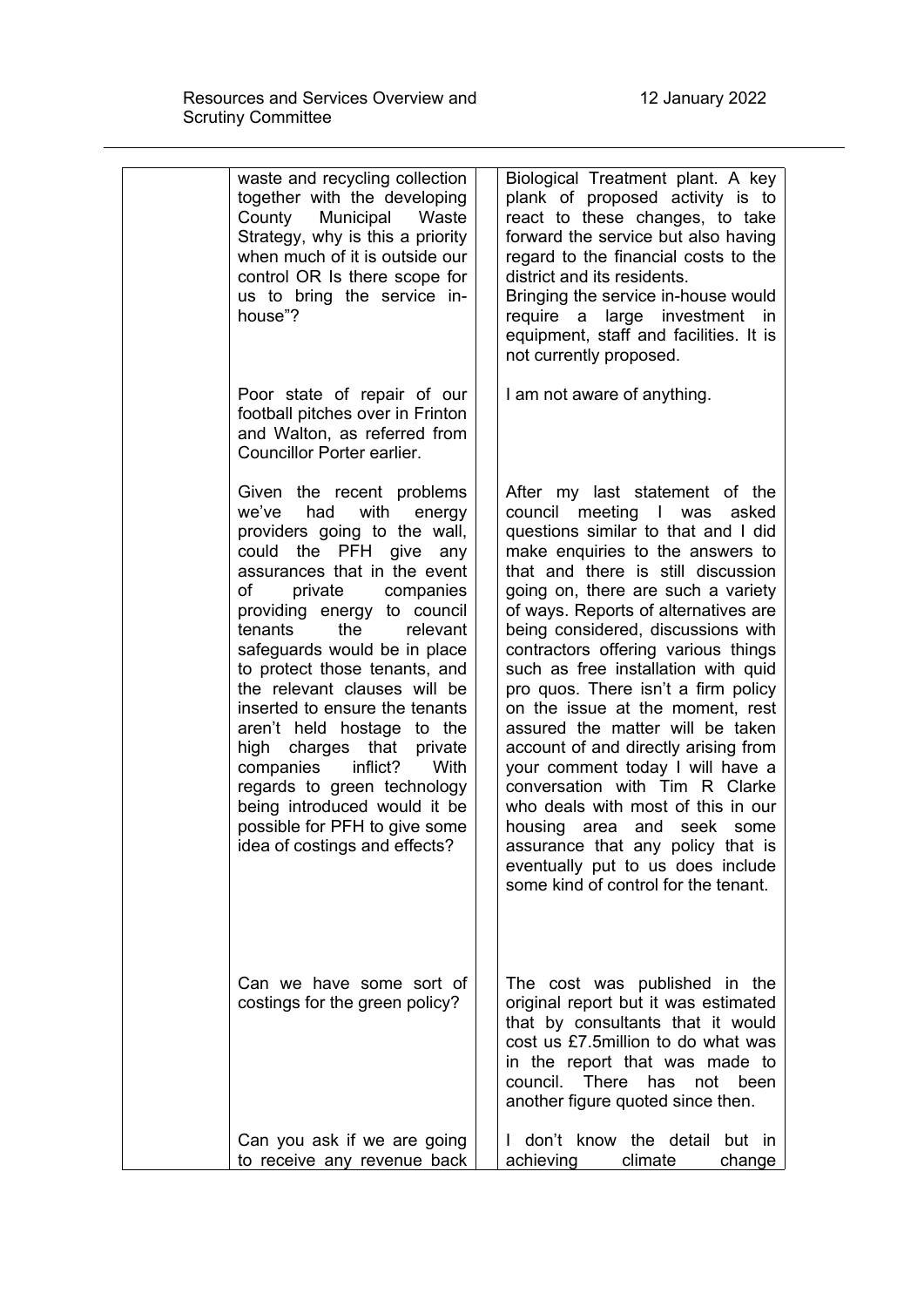| | | |
|---|---|---|
| | waste and recycling collection together with the developing County Municipal Waste Strategy, why is this a priority when much of it is outside our control OR Is there scope for us to bring the service in-house"? | Biological Treatment plant. A key plank of proposed activity is to react to these changes, to take forward the service but also having regard to the financial costs to the district and its residents.<br>Bringing the service in-house would require a large investment in equipment, staff and facilities. It is not currently proposed. |
| | Poor state of repair of our football pitches over in Frinton and Walton, as referred from Councillor Porter earlier. | I am not aware of anything. |
| | Given the recent problems we've had with energy providers going to the wall, could the PFH give any assurances that in the event of private companies providing energy to council tenants the relevant safeguards would be in place to protect those tenants, and the relevant clauses will be inserted to ensure the tenants aren't held hostage to the high charges that private companies inflict? With regards to green technology being introduced would it be possible for PFH to give some idea of costings and effects? | After my last statement of the council meeting I was asked questions similar to that and I did make enquiries to the answers to that and there is still discussion going on, there are such a variety of ways. Reports of alternatives are being considered, discussions with contractors offering various things such as free installation with quid pro quos. There isn't a firm policy on the issue at the moment, rest assured the matter will be taken account of and directly arising from your comment today I will have a conversation with Tim R Clarke who deals with most of this in our housing area and seek some assurance that any policy that is eventually put to us does include some kind of control for the tenant. |
| | Can we have some sort of costings for the green policy? | The cost was published in the original report but it was estimated that by consultants that it would cost us £7.5million to do what was in the report that was made to council. There has not been another figure quoted since then. |
| | Can you ask if we are going to receive any revenue back | I don't know the detail but in achieving climate change |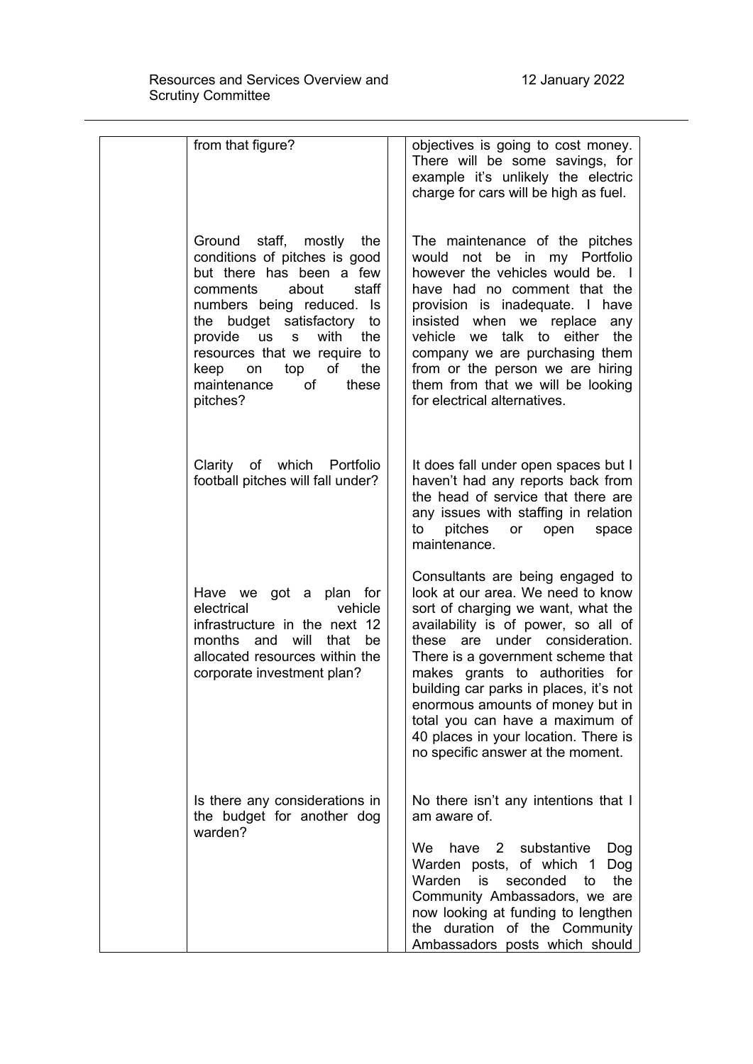| | | | |
|---|---|---|---|
| | from that figure? | | objectives is going to cost money. There will be some savings, for example it's unlikely the electric charge for cars will be high as fuel. |
| | Ground staff, mostly the conditions of pitches is good but there has been a few comments about staff numbers being reduced. Is the budget satisfactory to provide us s with the resources that we require to keep on top of the maintenance of these pitches? | | The maintenance of the pitches would not be in my Portfolio however the vehicles would be. I have had no comment that the provision is inadequate. I have insisted when we replace any vehicle we talk to either the company we are purchasing them from or the person we are hiring them from that we will be looking for electrical alternatives. |
| | Clarity of which Portfolio football pitches will fall under? | | It does fall under open spaces but I haven't had any reports back from the head of service that there are any issues with staffing in relation to pitches or open space maintenance. |
| | Have we got a plan for electrical vehicle infrastructure in the next 12 months and will that be allocated resources within the corporate investment plan? | | Consultants are being engaged to look at our area. We need to know sort of charging we want, what the availability is of power, so all of these are under consideration. There is a government scheme that makes grants to authorities for building car parks in places, it's not enormous amounts of money but in total you can have a maximum of 40 places in your location. There is no specific answer at the moment. |
| | Is there any considerations in the budget for another dog warden? | | No there isn't any intentions that I am aware of.<br><br>We have 2 substantive Dog Warden posts, of which 1 Dog Warden is seconded to the Community Ambassadors, we are now looking at funding to lengthen the duration of the Community Ambassadors posts which should |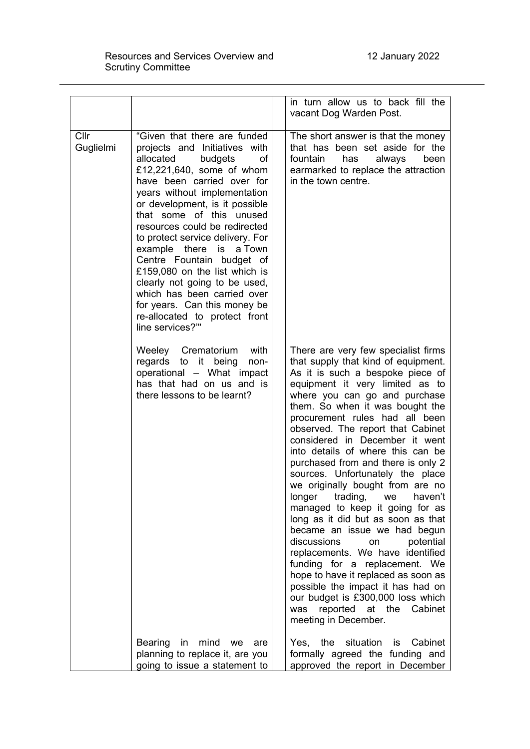| | | | |
|---|---|---|---|
| | | | in turn allow us to back fill the vacant Dog Warden Post. |
| Cllr Guglielmi | "Given that there are funded projects and Initiatives with allocated budgets of £12,221,640, some of whom have been carried over for years without implementation or development, is it possible that some of this unused resources could be redirected to protect service delivery. For example there is a Town Centre Fountain budget of £159,080 on the list which is clearly not going to be used, which has been carried over for years. Can this money be re-allocated to protect front line services?'" | | The short answer is that the money that has been set aside for the fountain has always been earmarked to replace the attraction in the town centre. |
| | Weeley Crematorium with regards to it being non-operational – What impact has that had on us and is there lessons to be learnt? | | There are very few specialist firms that supply that kind of equipment. As it is such a bespoke piece of equipment it very limited as to where you can go and purchase them. So when it was bought the procurement rules had all been observed. The report that Cabinet considered in December it went into details of where this can be purchased from and there is only 2 sources. Unfortunately the place we originally bought from are no longer trading, we haven't managed to keep it going for as long as it did but as soon as that became an issue we had begun discussions on potential replacements. We have identified funding for a replacement. We hope to have it replaced as soon as possible the impact it has had on our budget is £300,000 loss which was reported at the Cabinet meeting in December. |
| | Bearing in mind we are planning to replace it, are you going to issue a statement to | | Yes, the situation is Cabinet formally agreed the funding and approved the report in December |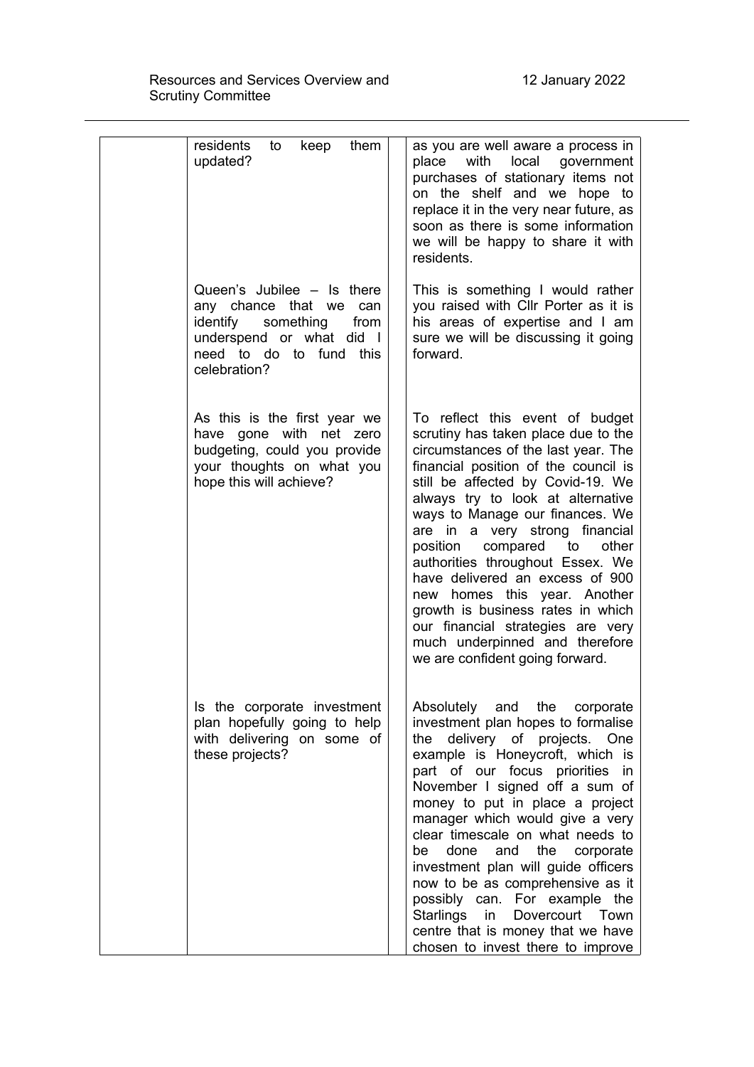| | | | |
|---|---|---|---|
| | residents to keep them updated? | | as you are well aware a process in place with local government purchases of stationary items not on the shelf and we hope to replace it in the very near future, as soon as there is some information we will be happy to share it with residents. |
| | Queen's Jubilee – Is there any chance that we can identify something from underspend or what did I need to do to fund this celebration? | | This is something I would rather you raised with Cllr Porter as it is his areas of expertise and I am sure we will be discussing it going forward. |
| | As this is the first year we have gone with net zero budgeting, could you provide your thoughts on what you hope this will achieve? | | To reflect this event of budget scrutiny has taken place due to the circumstances of the last year. The financial position of the council is still be affected by Covid-19. We always try to look at alternative ways to Manage our finances. We are in a very strong financial position compared to other authorities throughout Essex. We have delivered an excess of 900 new homes this year. Another growth is business rates in which our financial strategies are very much underpinned and therefore we are confident going forward. |
| | Is the corporate investment plan hopefully going to help with delivering on some of these projects? | | Absolutely and the corporate investment plan hopes to formalise the delivery of projects. One example is Honeycroft, which is part of our focus priorities in November I signed off a sum of money to put in place a project manager which would give a very clear timescale on what needs to be done and the corporate investment plan will guide officers now to be as comprehensive as it possibly can. For example the Starlings in Dovercourt Town centre that is money that we have chosen to invest there to improve |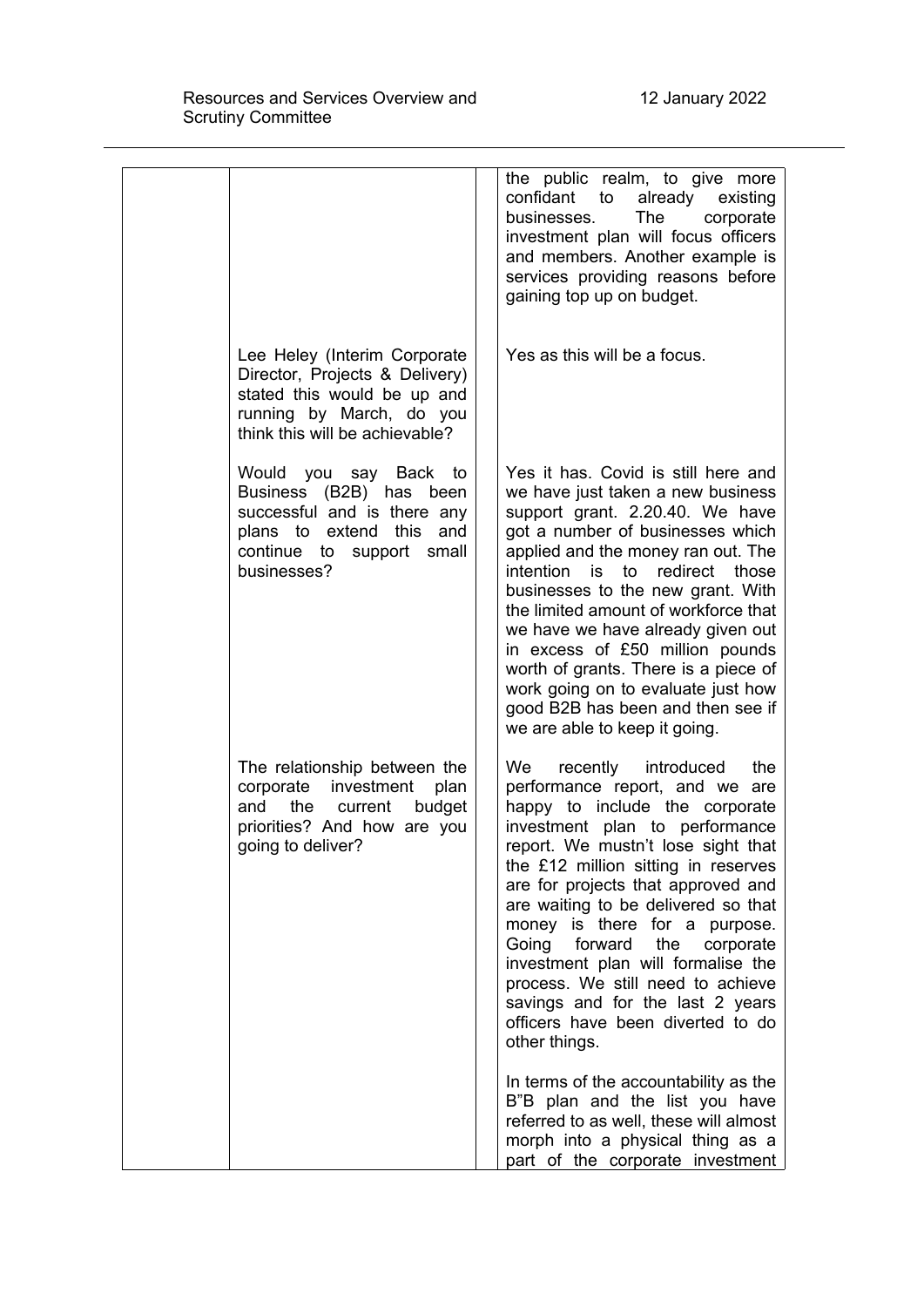| | | | |
|---|---|---|---|
| | | | the public realm, to give more confidant to already existing businesses. The corporate investment plan will focus officers and members. Another example is services providing reasons before gaining top up on budget. |
| | Lee Heley (Interim Corporate Director, Projects & Delivery) stated this would be up and running by March, do you think this will be achievable? | | Yes as this will be a focus. |
| | Would you say Back to Business (B2B) has been successful and is there any plans to extend this and continue to support small businesses? | | Yes it has. Covid is still here and we have just taken a new business support grant. 2.20.40. We have got a number of businesses which applied and the money ran out. The intention is to redirect those businesses to the new grant. With the limited amount of workforce that we have we have already given out in excess of £50 million pounds worth of grants. There is a piece of work going on to evaluate just how good B2B has been and then see if we are able to keep it going. |
| | The relationship between the corporate investment plan and the current budget priorities? And how are you going to deliver? | | We recently introduced the performance report, and we are happy to include the corporate investment plan to performance report. We mustn't lose sight that the £12 million sitting in reserves are for projects that approved and are waiting to be delivered so that money is there for a purpose. Going forward the corporate investment plan will formalise the process. We still need to achieve savings and for the last 2 years officers have been diverted to do other things.<br><br>In terms of the accountability as the B"B plan and the list you have referred to as well, these will almost morph into a physical thing as a part of the corporate investment |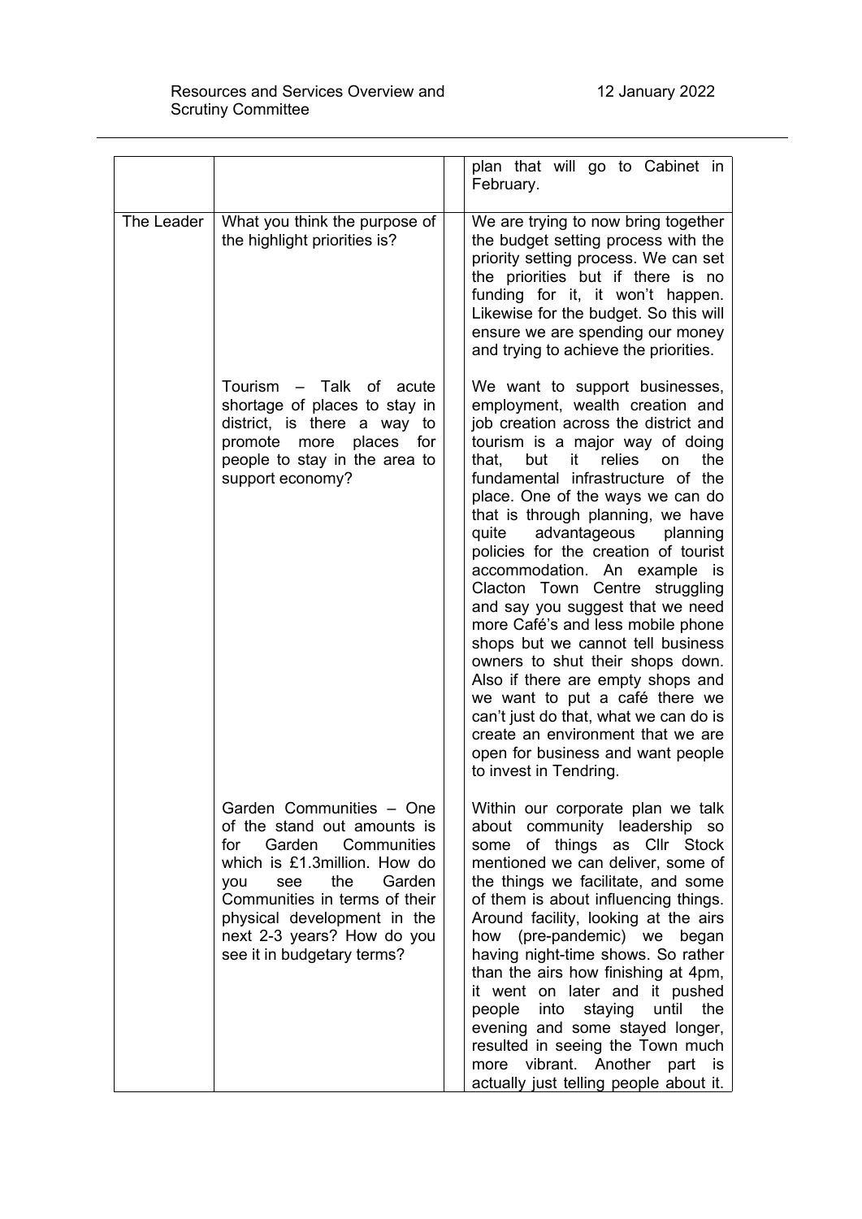| | | | |
|---|---|---|---|
| | | | plan that will go to Cabinet in February. |
| The Leader | What you think the purpose of the highlight priorities is? | | We are trying to now bring together the budget setting process with the priority setting process. We can set the priorities but if there is no funding for it, it won't happen. Likewise for the budget. So this will ensure we are spending our money and trying to achieve the priorities. |
| | Tourism – Talk of acute shortage of places to stay in district, is there a way to promote more places for people to stay in the area to support economy? | | We want to support businesses, employment, wealth creation and job creation across the district and tourism is a major way of doing that, but it relies on the fundamental infrastructure of the place. One of the ways we can do that is through planning, we have quite advantageous planning policies for the creation of tourist accommodation. An example is Clacton Town Centre struggling and say you suggest that we need more Café's and less mobile phone shops but we cannot tell business owners to shut their shops down. Also if there are empty shops and we want to put a café there we can't just do that, what we can do is create an environment that we are open for business and want people to invest in Tendring. |
| | Garden Communities – One of the stand out amounts is for Garden Communities which is £1.3million. How do you see the Garden Communities in terms of their physical development in the next 2-3 years? How do you see it in budgetary terms? | | Within our corporate plan we talk about community leadership so some of things as Cllr Stock mentioned we can deliver, some of the things we facilitate, and some of them is about influencing things. Around facility, looking at the airs how (pre-pandemic) we began having night-time shows. So rather than the airs how finishing at 4pm, it went on later and it pushed people into staying until the evening and some stayed longer, resulted in seeing the Town much more vibrant. Another part is actually just telling people about it. |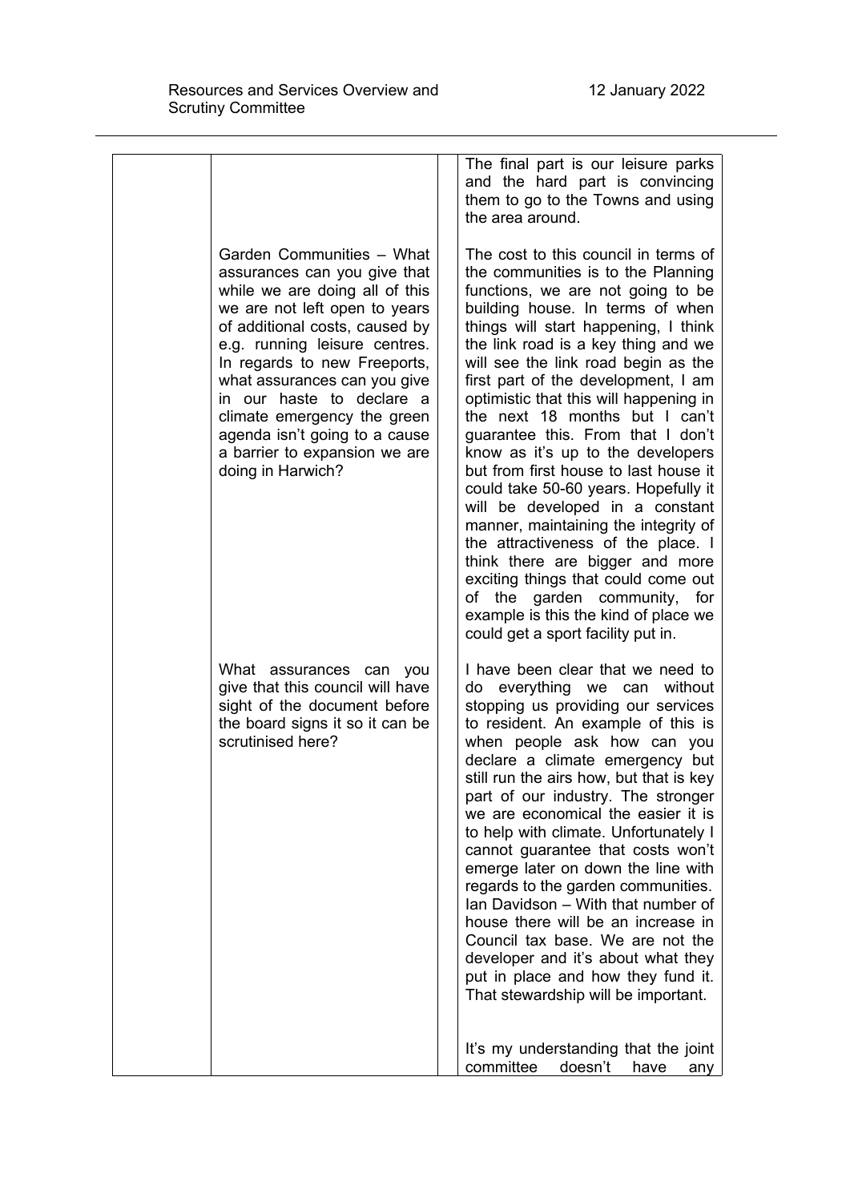| | | | |
|---|---|---|---|
| | | | The final part is our leisure parks and the hard part is convincing them to go to the Towns and using the area around. |
| | Garden Communities – What assurances can you give that while we are doing all of this we are not left open to years of additional costs, caused by e.g. running leisure centres. In regards to new Freeports, what assurances can you give in our haste to declare a climate emergency the green agenda isn't going to a cause a barrier to expansion we are doing in Harwich? | | The cost to this council in terms of the communities is to the Planning functions, we are not going to be building house. In terms of when things will start happening, I think the link road is a key thing and we will see the link road begin as the first part of the development, I am optimistic that this will happening in the next 18 months but I can't guarantee this. From that I don't know as it's up to the developers but from first house to last house it could take 50-60 years. Hopefully it will be developed in a constant manner, maintaining the integrity of the attractiveness of the place. I think there are bigger and more exciting things that could come out of the garden community, for example is this the kind of place we could get a sport facility put in. |
| | What assurances can you give that this council will have sight of the document before the board signs it so it can be scrutinised here? | | I have been clear that we need to do everything we can without stopping us providing our services to resident. An example of this is when people ask how can you declare a climate emergency but still run the airs how, but that is key part of our industry. The stronger we are economical the easier it is to help with climate. Unfortunately I cannot guarantee that costs won't emerge later on down the line with regards to the garden communities. Ian Davidson – With that number of house there will be an increase in Council tax base. We are not the developer and it's about what they put in place and how they fund it. That stewardship will be important.<br><br>It's my understanding that the joint committee doesn't have any |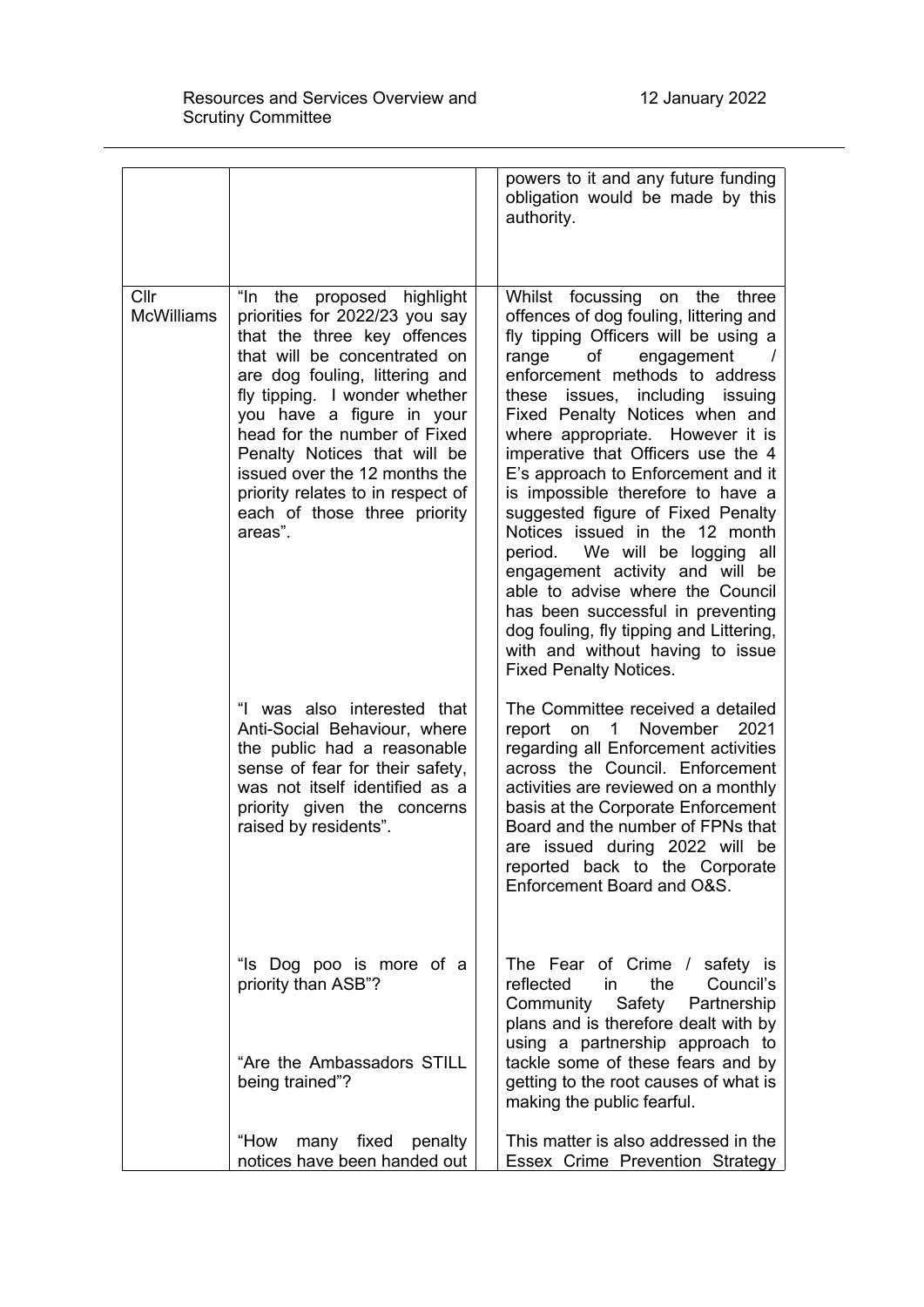| | | | |
|---|---|---|---|
| | | | powers to it and any future funding obligation would be made by this authority. |
| Cllr McWilliams | "In the proposed highlight priorities for 2022/23 you say that the three key offences that will be concentrated on are dog fouling, littering and fly tipping. I wonder whether you have a figure in your head for the number of Fixed Penalty Notices that will be issued over the 12 months the priority relates to in respect of each of those three priority areas". | | Whilst focussing on the three offences of dog fouling, littering and fly tipping Officers will be using a range of engagement / enforcement methods to address these issues, including issuing Fixed Penalty Notices when and where appropriate. However it is imperative that Officers use the 4 E's approach to Enforcement and it is impossible therefore to have a suggested figure of Fixed Penalty Notices issued in the 12 month period. We will be logging all engagement activity and will be able to advise where the Council has been successful in preventing dog fouling, fly tipping and Littering, with and without having to issue Fixed Penalty Notices. |
| | "I was also interested that Anti-Social Behaviour, where the public had a reasonable sense of fear for their safety, was not itself identified as a priority given the concerns raised by residents". | | The Committee received a detailed report on 1 November 2021 regarding all Enforcement activities across the Council. Enforcement activities are reviewed on a monthly basis at the Corporate Enforcement Board and the number of FPNs that are issued during 2022 will be reported back to the Corporate Enforcement Board and O&S. |
| | "Is Dog poo is more of a priority than ASB"?<br><br>"Are the Ambassadors STILL being trained"?<br><br>"How many fixed penalty notices have been handed out | | The Fear of Crime / safety is reflected in the Council's Community Safety Partnership plans and is therefore dealt with by using a partnership approach to tackle some of these fears and by getting to the root causes of what is making the public fearful.<br><br>This matter is also addressed in the Essex Crime Prevention Strategy |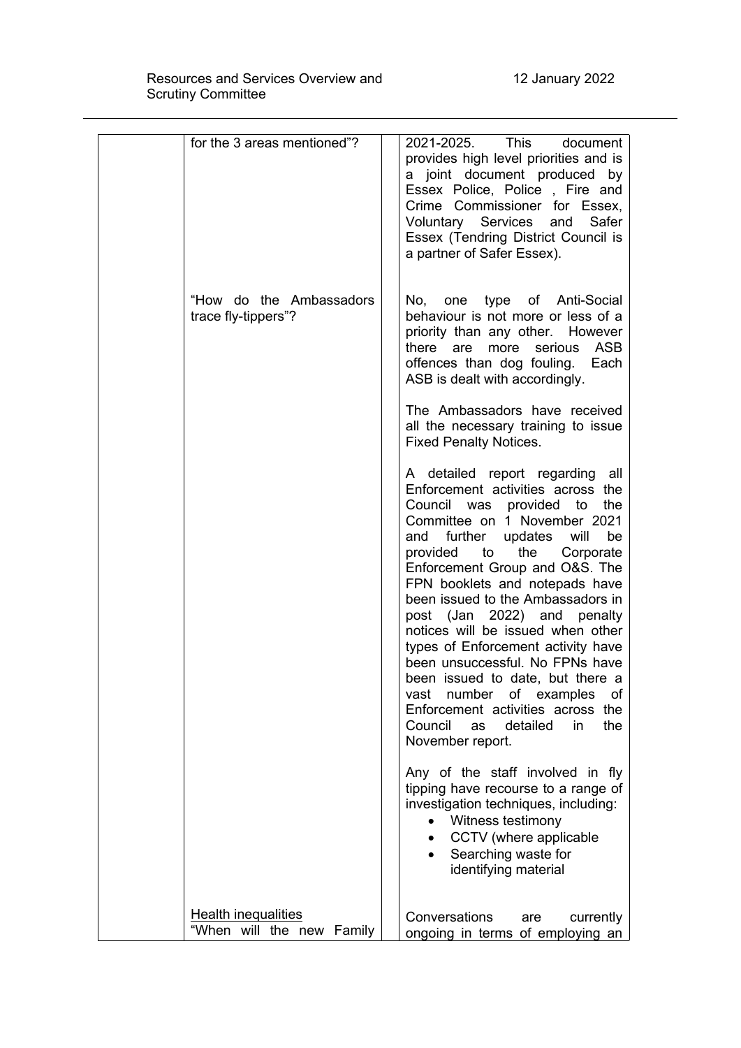| | | | |
|---|---|---|---|
| | for the 3 areas mentioned"? | | 2021-2025. This document provides high level priorities and is a joint document produced by Essex Police, Police , Fire and Crime Commissioner for Essex, Voluntary Services and Safer Essex (Tendring District Council is a partner of Safer Essex). |
| | "How do the Ambassadors trace fly-tippers"? | | No, one type of Anti-Social behaviour is not more or less of a priority than any other. However there are more serious ASB offences than dog fouling. Each ASB is dealt with accordingly.<br><br>The Ambassadors have received all the necessary training to issue Fixed Penalty Notices.<br><br>A detailed report regarding all Enforcement activities across the Council was provided to the Committee on 1 November 2021 and further updates will be provided to the Corporate Enforcement Group and O&S. The FPN booklets and notepads have been issued to the Ambassadors in post (Jan 2022) and penalty notices will be issued when other types of Enforcement activity have been unsuccessful. No FPNs have been issued to date, but there a vast number of examples of Enforcement activities across the Council as detailed in the November report.<br><br>Any of the staff involved in fly tipping have recourse to a range of investigation techniques, including:<br>• Witness testimony<br>• CCTV (where applicable<br>• Searching waste for identifying material |
| | <u>Health inequalities</u><br>"When will the new Family | | Conversations are currently ongoing in terms of employing an |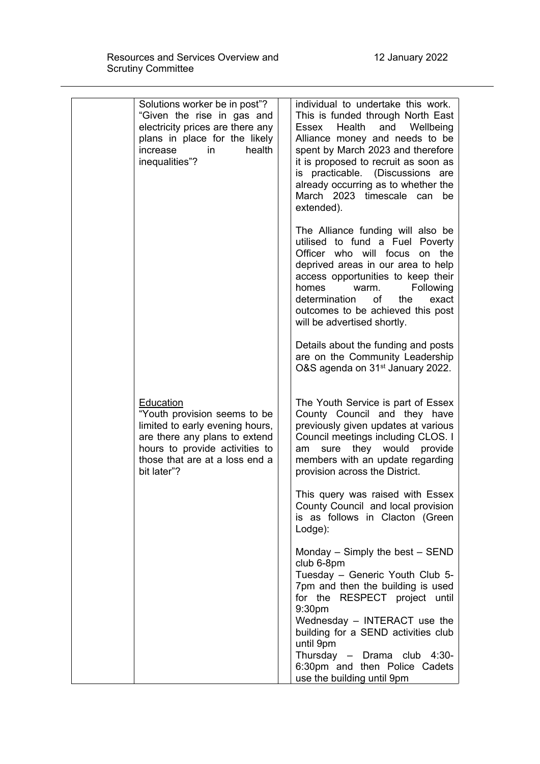| | | | |
|---|---|---|---|
| | Solutions worker be in post"? "Given the rise in gas and electricity prices are there any plans in place for the likely increase in health inequalities"? | | individual to undertake this work. This is funded through North East Essex Health and Wellbeing Alliance money and needs to be spent by March 2023 and therefore it is proposed to recruit as soon as is practicable. (Discussions are already occurring as to whether the March 2023 timescale can be extended).<br><br>The Alliance funding will also be utilised to fund a Fuel Poverty Officer who will focus on the deprived areas in our area to help access opportunities to keep their homes warm. Following determination of the exact outcomes to be achieved this post will be advertised shortly.<br><br>Details about the funding and posts are on the Community Leadership O&S agenda on 31st January 2022. |
| | <u>Education</u><br>"Youth provision seems to be limited to early evening hours, are there any plans to extend hours to provide activities to those that are at a loss end a bit later"? | | The Youth Service is part of Essex County Council and they have previously given updates at various Council meetings including CLOS. I am sure they would provide members with an update regarding provision across the District.<br><br>This query was raised with Essex County Council and local provision is as follows in Clacton (Green Lodge):<br><br>Monday – Simply the best – SEND club 6-8pm<br>Tuesday – Generic Youth Club 5-7pm and then the building is used for the RESPECT project until 9:30pm<br>Wednesday – INTERACT use the building for a SEND activities club until 9pm<br>Thursday – Drama club 4:30-6:30pm and then Police Cadets use the building until 9pm |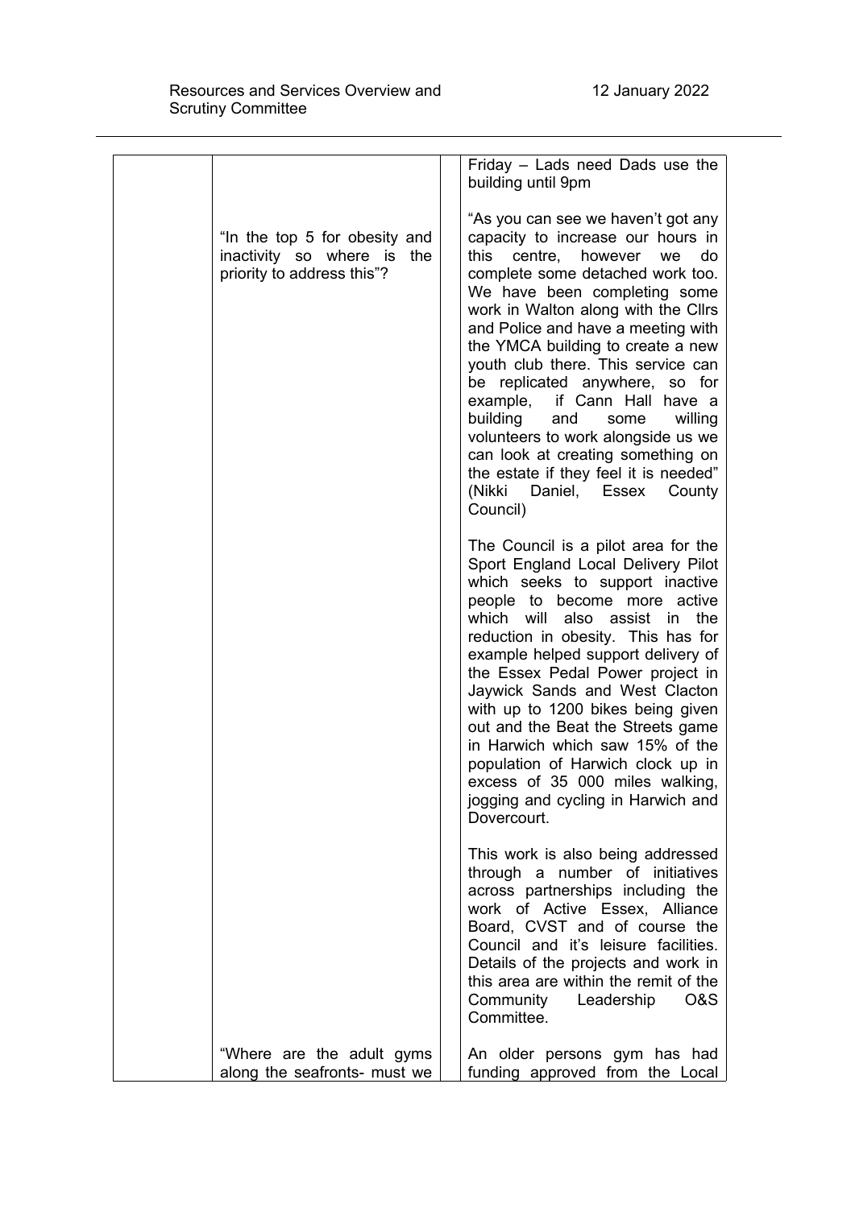| | | | |
|---|---|---|---|
| | | | Friday – Lads need Dads use the building until 9pm |
| | "In the top 5 for obesity and inactivity so where is the priority to address this"? | | "As you can see we haven't got any capacity to increase our hours in this centre, however we do complete some detached work too. We have been completing some work in Walton along with the Cllrs and Police and have a meeting with the YMCA building to create a new youth club there. This service can be replicated anywhere, so for example, if Cann Hall have a building and some willing volunteers to work alongside us we can look at creating something on the estate if they feel it is needed" (Nikki Daniel, Essex County Council)<br><br>The Council is a pilot area for the Sport England Local Delivery Pilot which seeks to support inactive people to become more active which will also assist in the reduction in obesity. This has for example helped support delivery of the Essex Pedal Power project in Jaywick Sands and West Clacton with up to 1200 bikes being given out and the Beat the Streets game in Harwich which saw 15% of the population of Harwich clock up in excess of 35 000 miles walking, jogging and cycling in Harwich and Dovercourt.<br><br>This work is also being addressed through a number of initiatives across partnerships including the work of Active Essex, Alliance Board, CVST and of course the Council and it's leisure facilities. Details of the projects and work in this area are within the remit of the Community Leadership O&S Committee. |
| | "Where are the adult gyms along the seafronts- must we | | An older persons gym has had funding approved from the Local |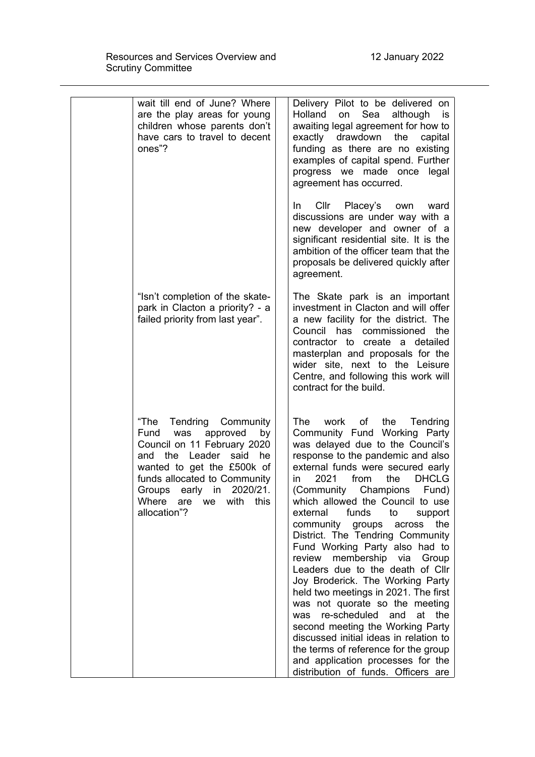| | | | |
|---|---|---|---|
| | wait till end of June? Where are the play areas for young children whose parents don't have cars to travel to decent ones"? | | Delivery Pilot to be delivered on Holland on Sea although is awaiting legal agreement for how to exactly drawdown the capital funding as there are no existing examples of capital spend. Further progress we made once legal agreement has occurred.<br><br>In Cllr Placey's own ward discussions are under way with a new developer and owner of a significant residential site. It is the ambition of the officer team that the proposals be delivered quickly after agreement. |
| | "Isn't completion of the skate-park in Clacton a priority? - a failed priority from last year". | | The Skate park is an important investment in Clacton and will offer a new facility for the district. The Council has commissioned the contractor to create a detailed masterplan and proposals for the wider site, next to the Leisure Centre, and following this work will contract for the build. |
| | "The Tendring Community Fund was approved by Council on 11 February 2020 and the Leader said he wanted to get the £500k of funds allocated to Community Groups early in 2020/21. Where are we with this allocation"? | | The work of the Tendring Community Fund Working Party was delayed due to the Council's response to the pandemic and also external funds were secured early in 2021 from the DHCLG (Community Champions Fund) which allowed the Council to use external funds to support community groups across the District. The Tendring Community Fund Working Party also had to review membership via Group Leaders due to the death of Cllr Joy Broderick. The Working Party held two meetings in 2021. The first was not quorate so the meeting was re-scheduled and at the second meeting the Working Party discussed initial ideas in relation to the terms of reference for the group and application processes for the distribution of funds. Officers are |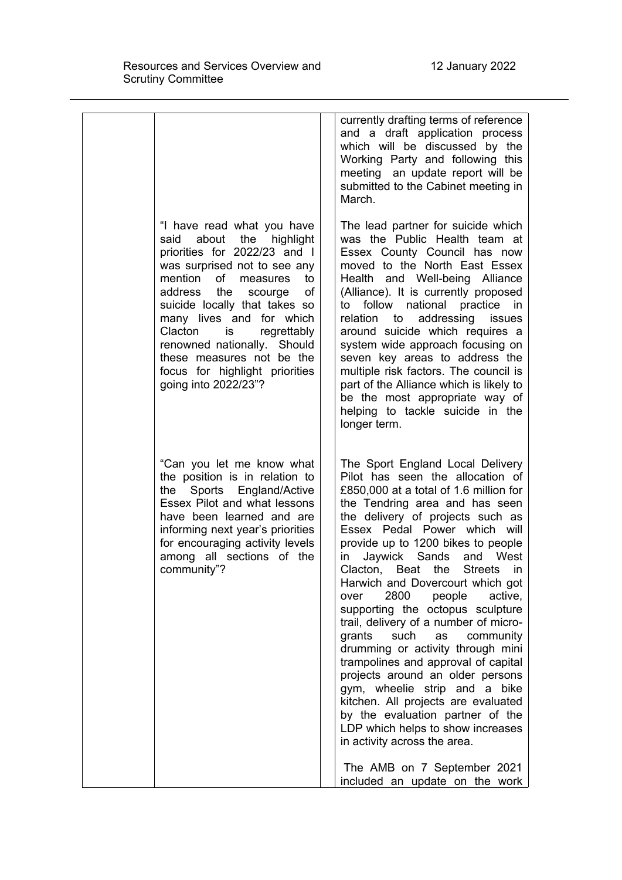| | | | |
|---|---|---|---|
| | | | currently drafting terms of reference and a draft application process which will be discussed by the Working Party and following this meeting an update report will be submitted to the Cabinet meeting in March. |
| | "I have read what you have said about the highlight priorities for 2022/23 and I was surprised not to see any mention of measures to address the scourge of suicide locally that takes so many lives and for which Clacton is regrettably renowned nationally. Should these measures not be the focus for highlight priorities going into 2022/23"? | | The lead partner for suicide which was the Public Health team at Essex County Council has now moved to the North East Essex Health and Well-being Alliance (Alliance). It is currently proposed to follow national practice in relation to addressing issues around suicide which requires a system wide approach focusing on seven key areas to address the multiple risk factors. The council is part of the Alliance which is likely to be the most appropriate way of helping to tackle suicide in the longer term. |
| | "Can you let me know what the position is in relation to the Sports England/Active Essex Pilot and what lessons have been learned and are informing next year's priorities for encouraging activity levels among all sections of the community"? | | The Sport England Local Delivery Pilot has seen the allocation of £850,000 at a total of 1.6 million for the Tendring area and has seen the delivery of projects such as Essex Pedal Power which will provide up to 1200 bikes to people in Jaywick Sands and West Clacton, Beat the Streets in Harwich and Dovercourt which got over 2800 people active, supporting the octopus sculpture trail, delivery of a number of micro-grants such as community drumming or activity through mini trampolines and approval of capital projects around an older persons gym, wheelie strip and a bike kitchen. All projects are evaluated by the evaluation partner of the LDP which helps to show increases in activity across the area.<br><br>The AMB on 7 September 2021 included an update on the work |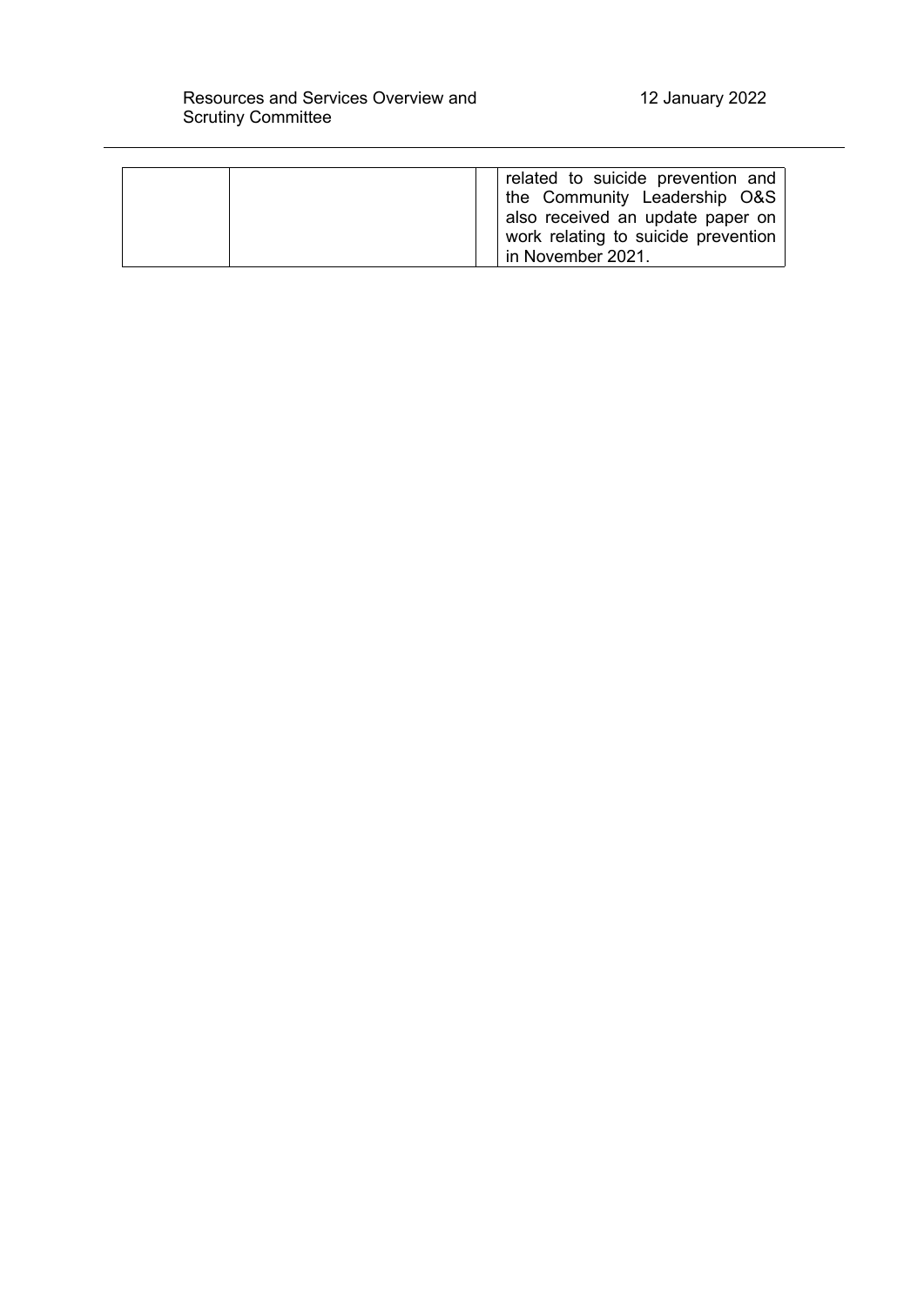| | | | |
|---|---|---|---|
| | | | related to suicide prevention and the Community Leadership O&S also received an update paper on work relating to suicide prevention in November 2021. |